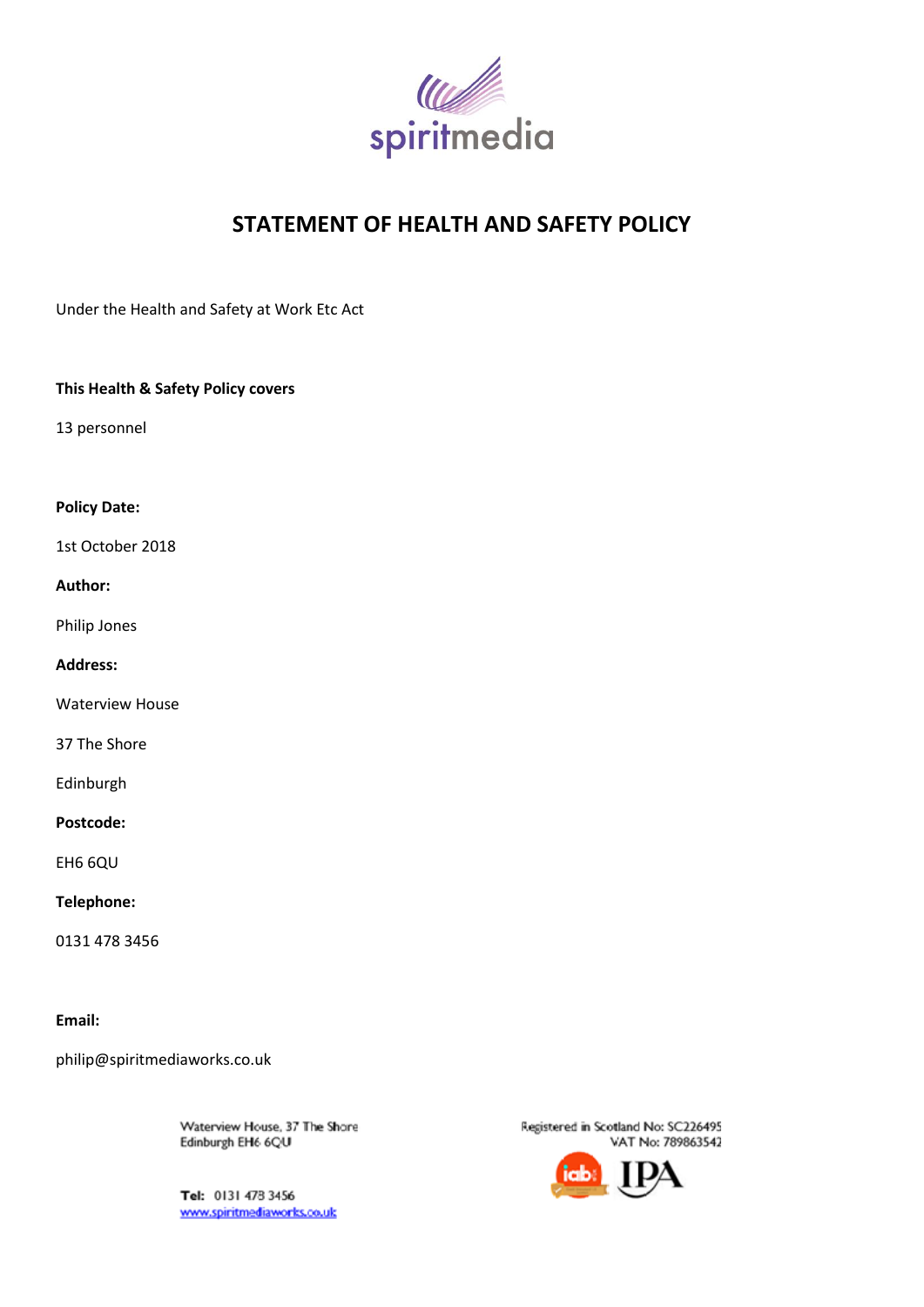spiritmedia

# STATEMENT OF HEALTH AND SAFETY POLICY

Under the Health and Safety at Work Etc Act

**This Health & Safety Policy covers**

13 personnel

**Policy Date:**

1st October 2018

**Author:**

Philip Jones

**Address:**

Waterview House

37 The Shore

Edinburgh

**Postcode:**

EH6 6QU

**Telephone:**

0131 478 3456

**Email:**

philip@spiritmediaworks.co.uk

Waterview House, 37 The Shore
Edinburgh EH6 6QU

Tel: 0131 478 3456
www.spiritmediaworks.co.uk

Registered in Scotland No: SC226495
VAT No: 789863542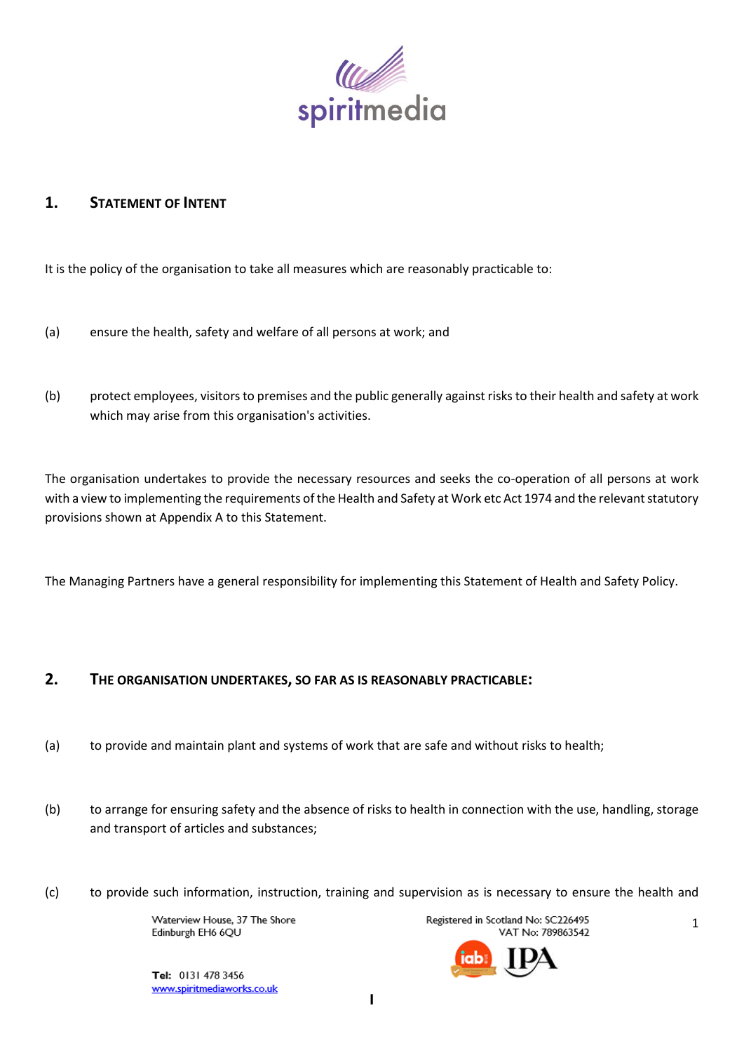## 1. Statement of Intent

It is the policy of the organisation to take all measures which are reasonably practicable to:

(a) ensure the health, safety and welfare of all persons at work; and

(b) protect employees, visitors to premises and the public generally against risks to their health and safety at work which may arise from this organisation's activities.

The organisation undertakes to provide the necessary resources and seeks the co-operation of all persons at work with a view to implementing the requirements of the Health and Safety at Work etc Act 1974 and the relevant statutory provisions shown at Appendix A to this Statement.

The Managing Partners have a general responsibility for implementing this Statement of Health and Safety Policy.

## 2. The Organisation Undertakes, So Far as is Reasonably Practicable:

(a) to provide and maintain plant and systems of work that are safe and without risks to health;

(b) to arrange for ensuring safety and the absence of risks to health in connection with the use, handling, storage and transport of articles and substances;

(c) to provide such information, instruction, training and supervision as is necessary to ensure the health and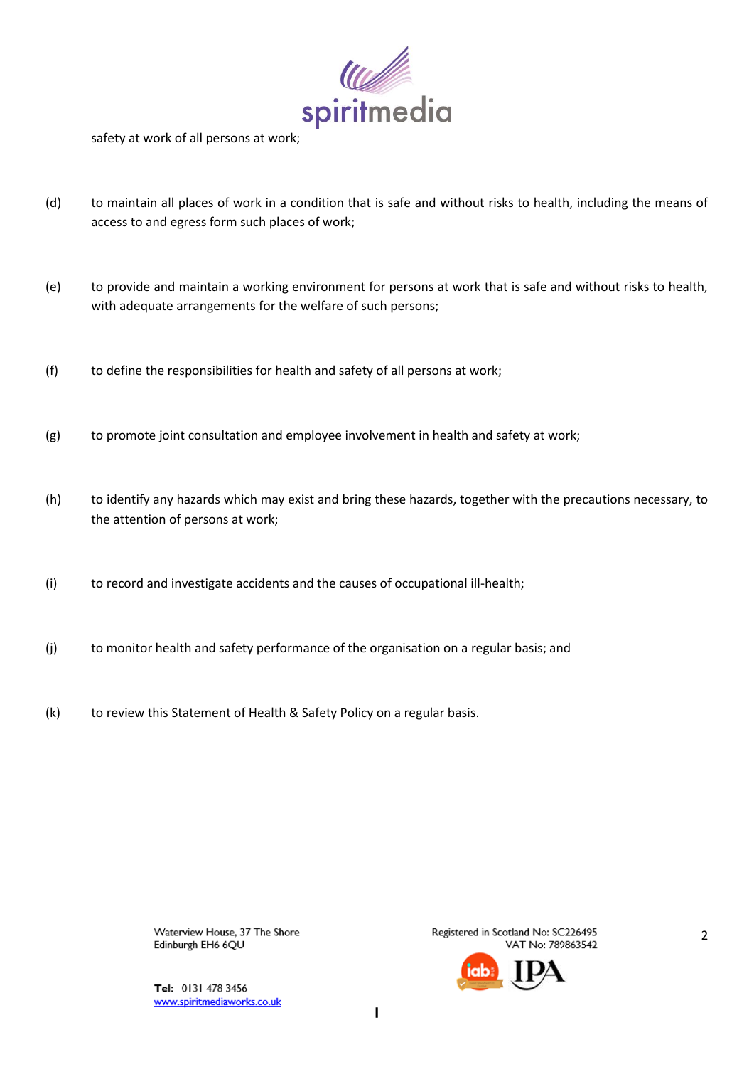safety at work of all persons at work;

(d) to maintain all places of work in a condition that is safe and without risks to health, including the means of access to and egress form such places of work;

(e) to provide and maintain a working environment for persons at work that is safe and without risks to health, with adequate arrangements for the welfare of such persons;

(f) to define the responsibilities for health and safety of all persons at work;

(g) to promote joint consultation and employee involvement in health and safety at work;

(h) to identify any hazards which may exist and bring these hazards, together with the precautions necessary, to the attention of persons at work;

(i) to record and investigate accidents and the causes of occupational ill-health;

(j) to monitor health and safety performance of the organisation on a regular basis; and

(k) to review this Statement of Health & Safety Policy on a regular basis.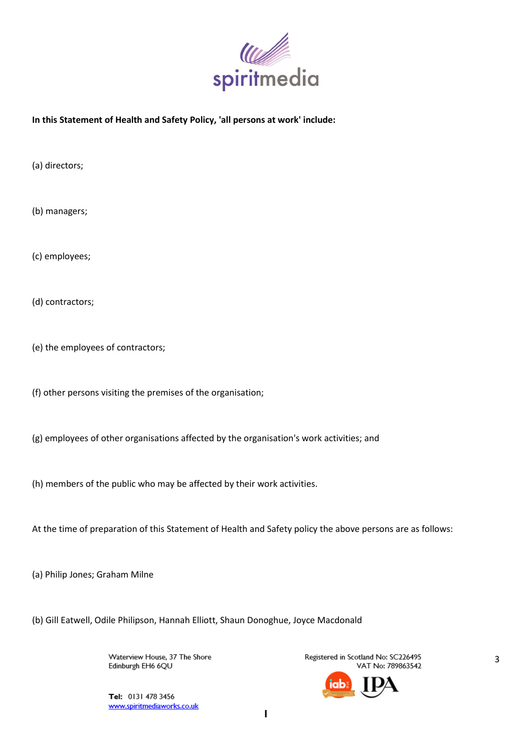**In this Statement of Health and Safety Policy, 'all persons at work' include:**

(a) directors;

(b) managers;

(c) employees;

(d) contractors;

(e) the employees of contractors;

(f) other persons visiting the premises of the organisation;

(g) employees of other organisations affected by the organisation's work activities; and

(h) members of the public who may be affected by their work activities.

At the time of preparation of this Statement of Health and Safety policy the above persons are as follows:

(a) Philip Jones; Graham Milne

(b) Gill Eatwell, Odile Philipson, Hannah Elliott, Shaun Donoghue, Joyce Macdonald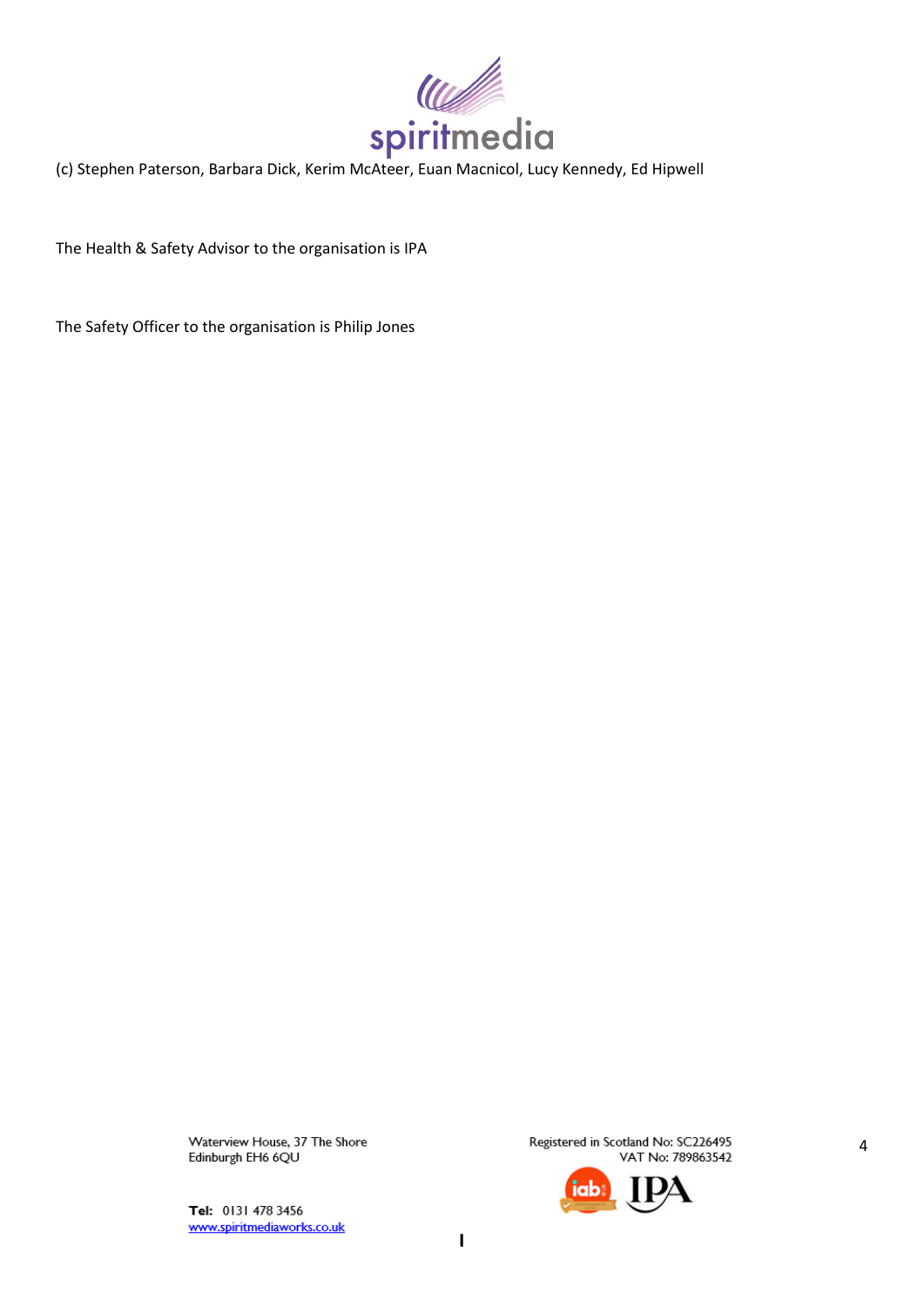(c) Stephen Paterson, Barbara Dick, Kerim McAteer, Euan Macnicol, Lucy Kennedy, Ed Hipwell

The Health & Safety Advisor to the organisation is IPA

The Safety Officer to the organisation is Philip Jones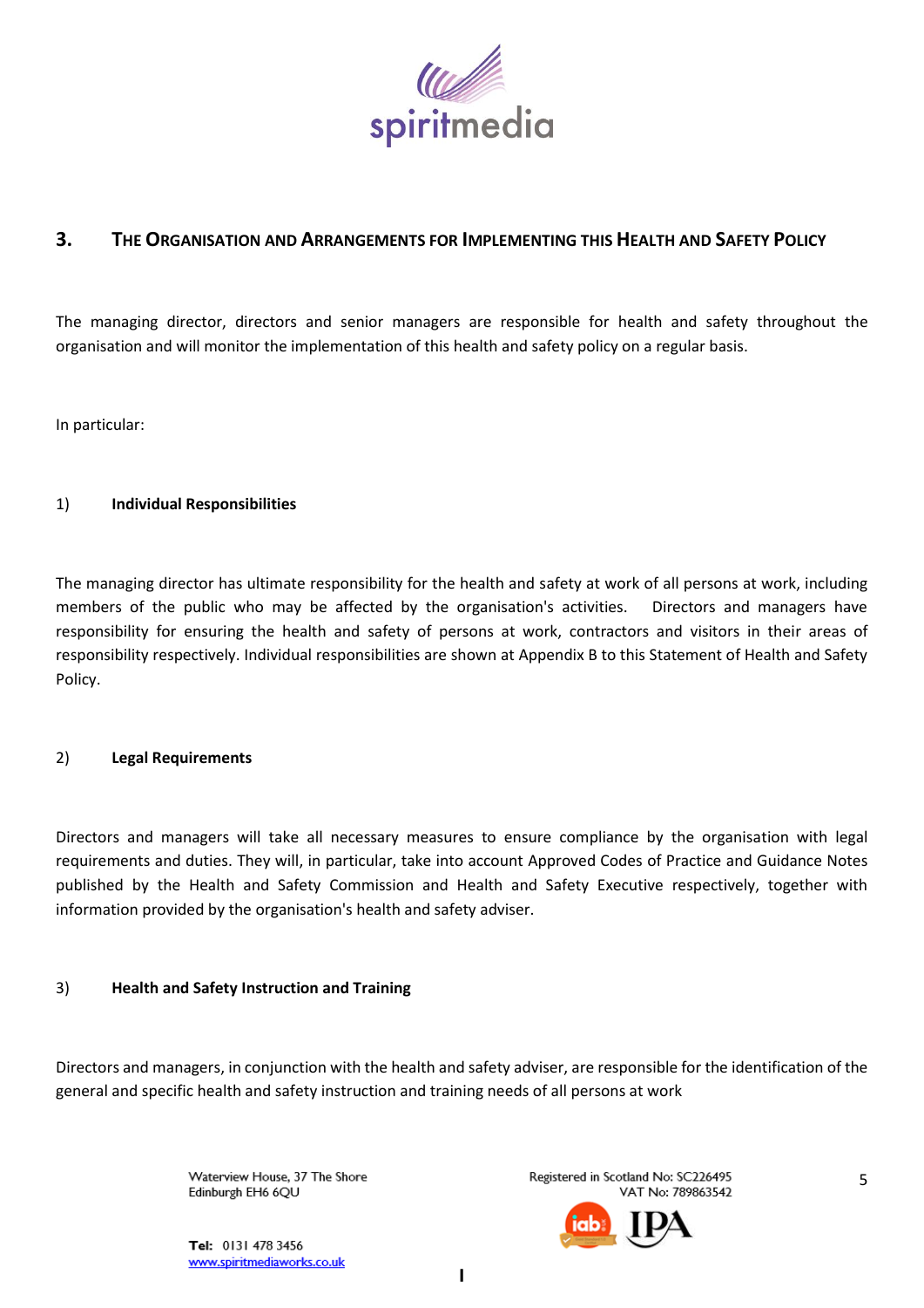## 3. THE ORGANISATION AND ARRANGEMENTS FOR IMPLEMENTING THIS HEALTH AND SAFETY POLICY

The managing director, directors and senior managers are responsible for health and safety throughout the organisation and will monitor the implementation of this health and safety policy on a regular basis.

In particular:

### 1) Individual Responsibilities

The managing director has ultimate responsibility for the health and safety at work of all persons at work, including members of the public who may be affected by the organisation's activities. Directors and managers have responsibility for ensuring the health and safety of persons at work, contractors and visitors in their areas of responsibility respectively. Individual responsibilities are shown at Appendix B to this Statement of Health and Safety Policy.

### 2) Legal Requirements

Directors and managers will take all necessary measures to ensure compliance by the organisation with legal requirements and duties. They will, in particular, take into account Approved Codes of Practice and Guidance Notes published by the Health and Safety Commission and Health and Safety Executive respectively, together with information provided by the organisation's health and safety adviser.

### 3) Health and Safety Instruction and Training

Directors and managers, in conjunction with the health and safety adviser, are responsible for the identification of the general and specific health and safety instruction and training needs of all persons at work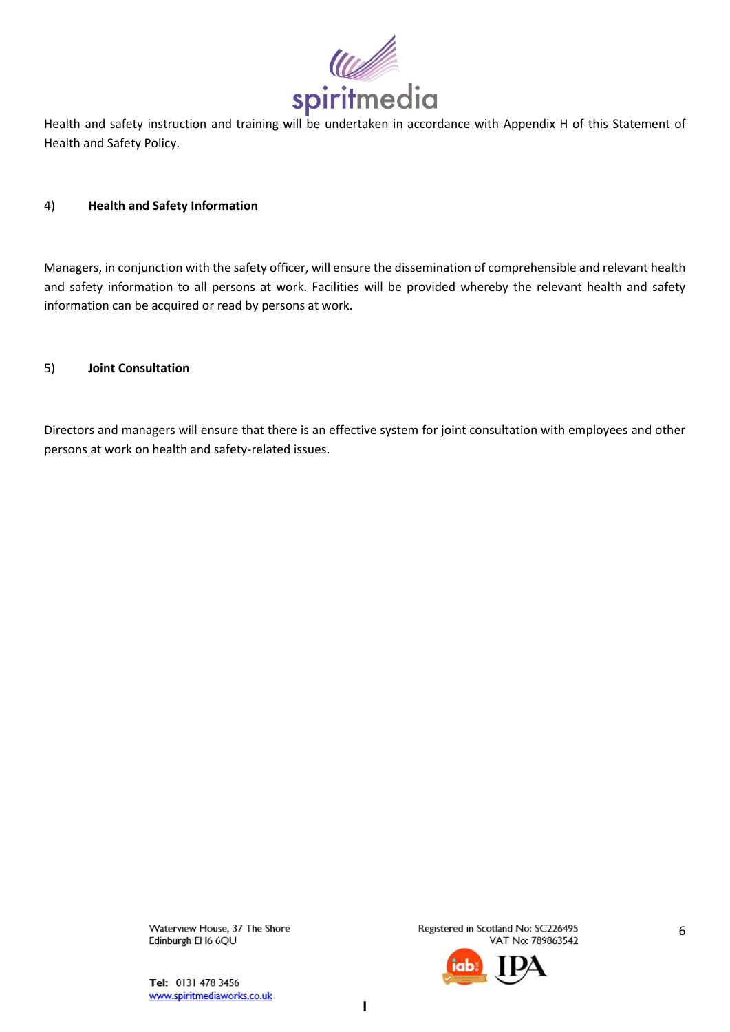Health and safety instruction and training will be undertaken in accordance with Appendix H of this Statement of Health and Safety Policy.

4) **Health and Safety Information**

Managers, in conjunction with the safety officer, will ensure the dissemination of comprehensible and relevant health and safety information to all persons at work. Facilities will be provided whereby the relevant health and safety information can be acquired or read by persons at work.

5) **Joint Consultation**

Directors and managers will ensure that there is an effective system for joint consultation with employees and other persons at work on health and safety-related issues.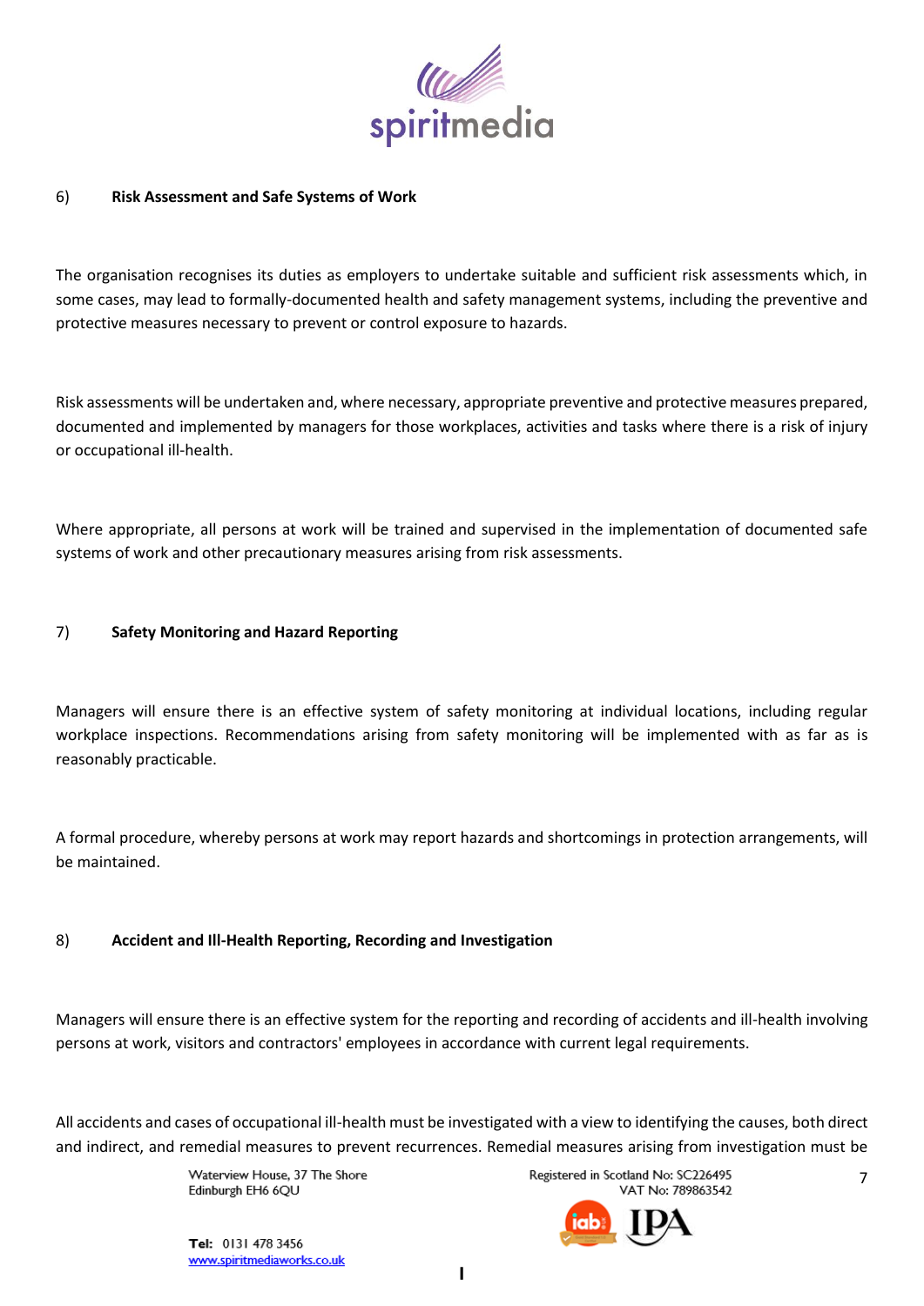## 6) Risk Assessment and Safe Systems of Work

The organisation recognises its duties as employers to undertake suitable and sufficient risk assessments which, in some cases, may lead to formally-documented health and safety management systems, including the preventive and protective measures necessary to prevent or control exposure to hazards.

Risk assessments will be undertaken and, where necessary, appropriate preventive and protective measures prepared, documented and implemented by managers for those workplaces, activities and tasks where there is a risk of injury or occupational ill-health.

Where appropriate, all persons at work will be trained and supervised in the implementation of documented safe systems of work and other precautionary measures arising from risk assessments.

## 7) Safety Monitoring and Hazard Reporting

Managers will ensure there is an effective system of safety monitoring at individual locations, including regular workplace inspections. Recommendations arising from safety monitoring will be implemented with as far as is reasonably practicable.

A formal procedure, whereby persons at work may report hazards and shortcomings in protection arrangements, will be maintained.

## 8) Accident and Ill-Health Reporting, Recording and Investigation

Managers will ensure there is an effective system for the reporting and recording of accidents and ill-health involving persons at work, visitors and contractors' employees in accordance with current legal requirements.

All accidents and cases of occupational ill-health must be investigated with a view to identifying the causes, both direct and indirect, and remedial measures to prevent recurrences. Remedial measures arising from investigation must be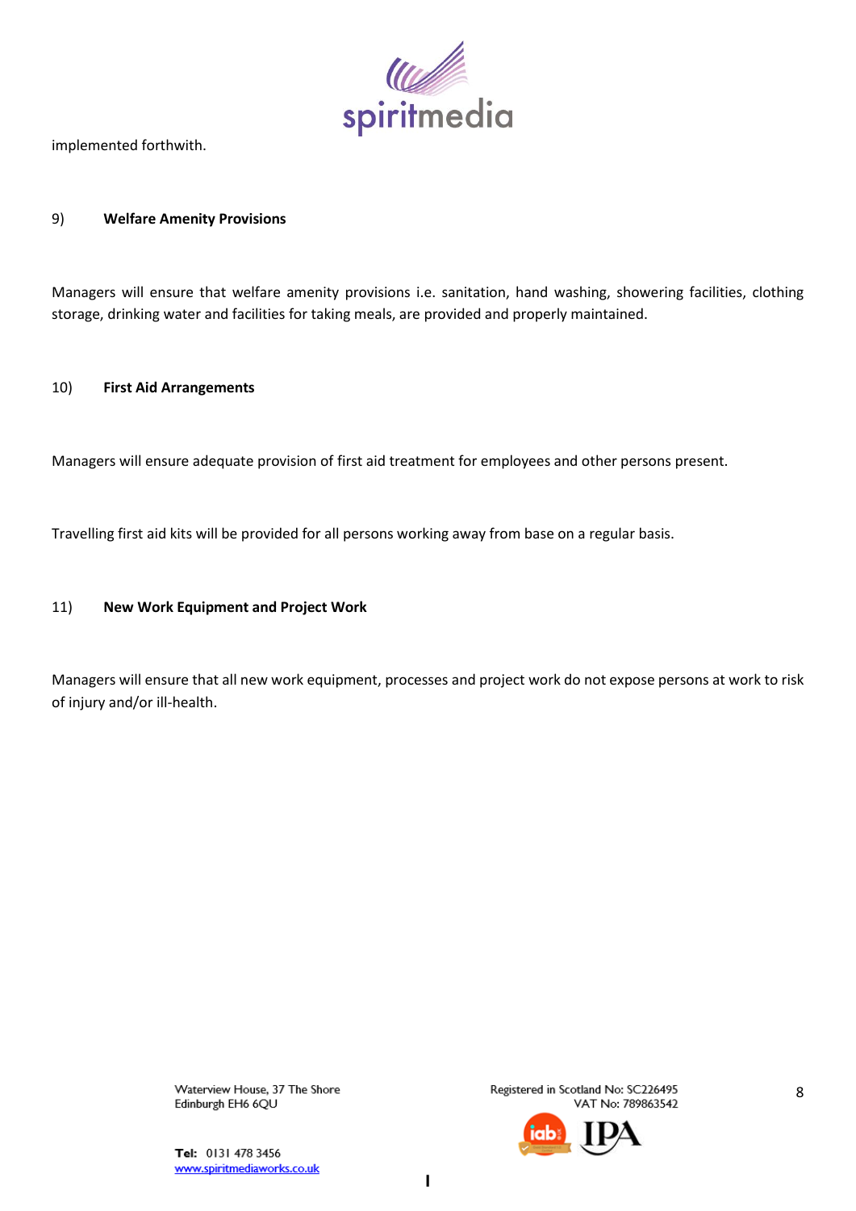implemented forthwith.

9) **Welfare Amenity Provisions**

Managers will ensure that welfare amenity provisions i.e. sanitation, hand washing, showering facilities, clothing storage, drinking water and facilities for taking meals, are provided and properly maintained.

10) **First Aid Arrangements**

Managers will ensure adequate provision of first aid treatment for employees and other persons present.

Travelling first aid kits will be provided for all persons working away from base on a regular basis.

11) **New Work Equipment and Project Work**

Managers will ensure that all new work equipment, processes and project work do not expose persons at work to risk of injury and/or ill-health.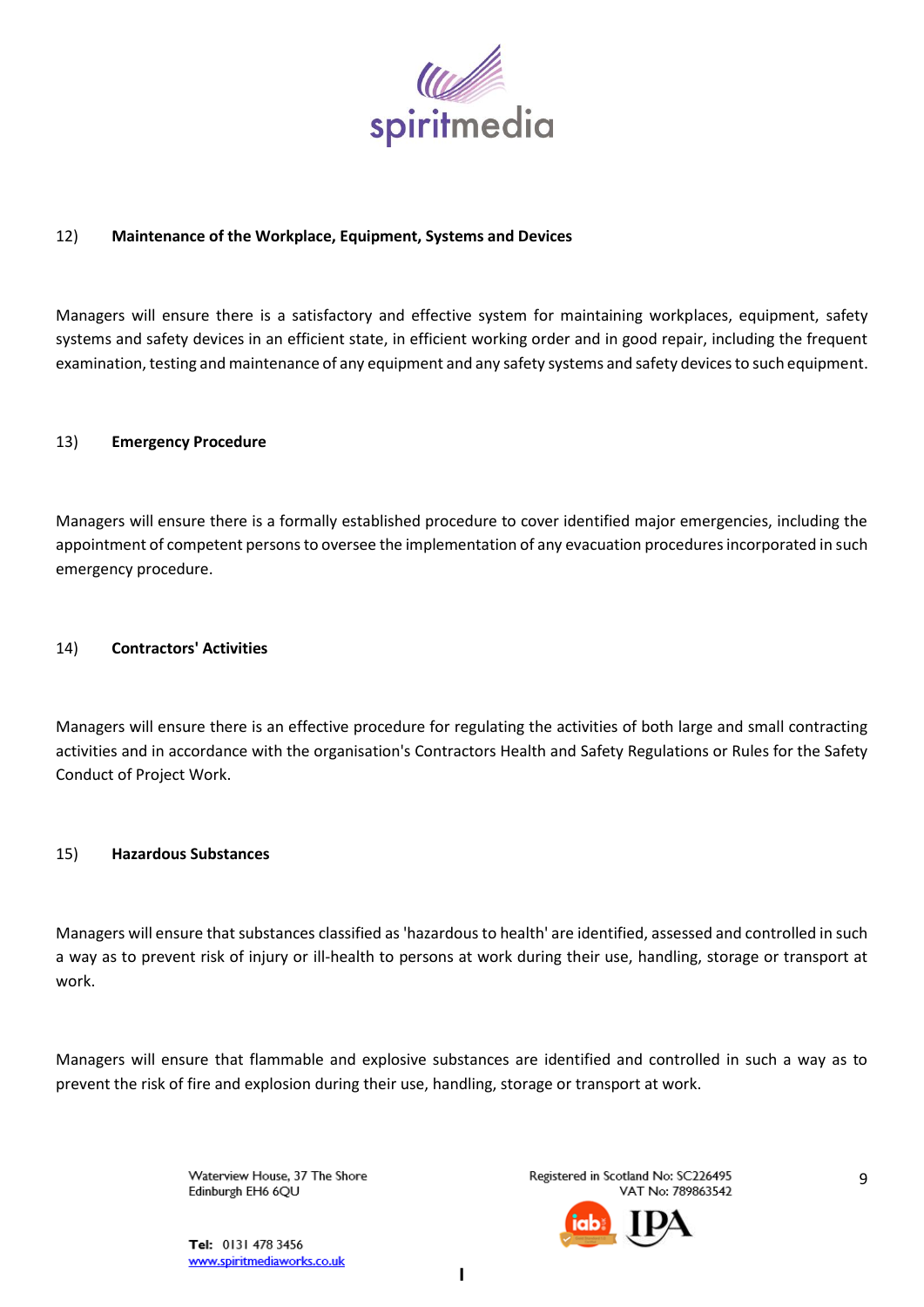## 12) Maintenance of the Workplace, Equipment, Systems and Devices

Managers will ensure there is a satisfactory and effective system for maintaining workplaces, equipment, safety systems and safety devices in an efficient state, in efficient working order and in good repair, including the frequent examination, testing and maintenance of any equipment and any safety systems and safety devices to such equipment.

## 13) Emergency Procedure

Managers will ensure there is a formally established procedure to cover identified major emergencies, including the appointment of competent persons to oversee the implementation of any evacuation procedures incorporated in such emergency procedure.

## 14) Contractors' Activities

Managers will ensure there is an effective procedure for regulating the activities of both large and small contracting activities and in accordance with the organisation's Contractors Health and Safety Regulations or Rules for the Safety Conduct of Project Work.

## 15) Hazardous Substances

Managers will ensure that substances classified as 'hazardous to health' are identified, assessed and controlled in such a way as to prevent risk of injury or ill-health to persons at work during their use, handling, storage or transport at work.

Managers will ensure that flammable and explosive substances are identified and controlled in such a way as to prevent the risk of fire and explosion during their use, handling, storage or transport at work.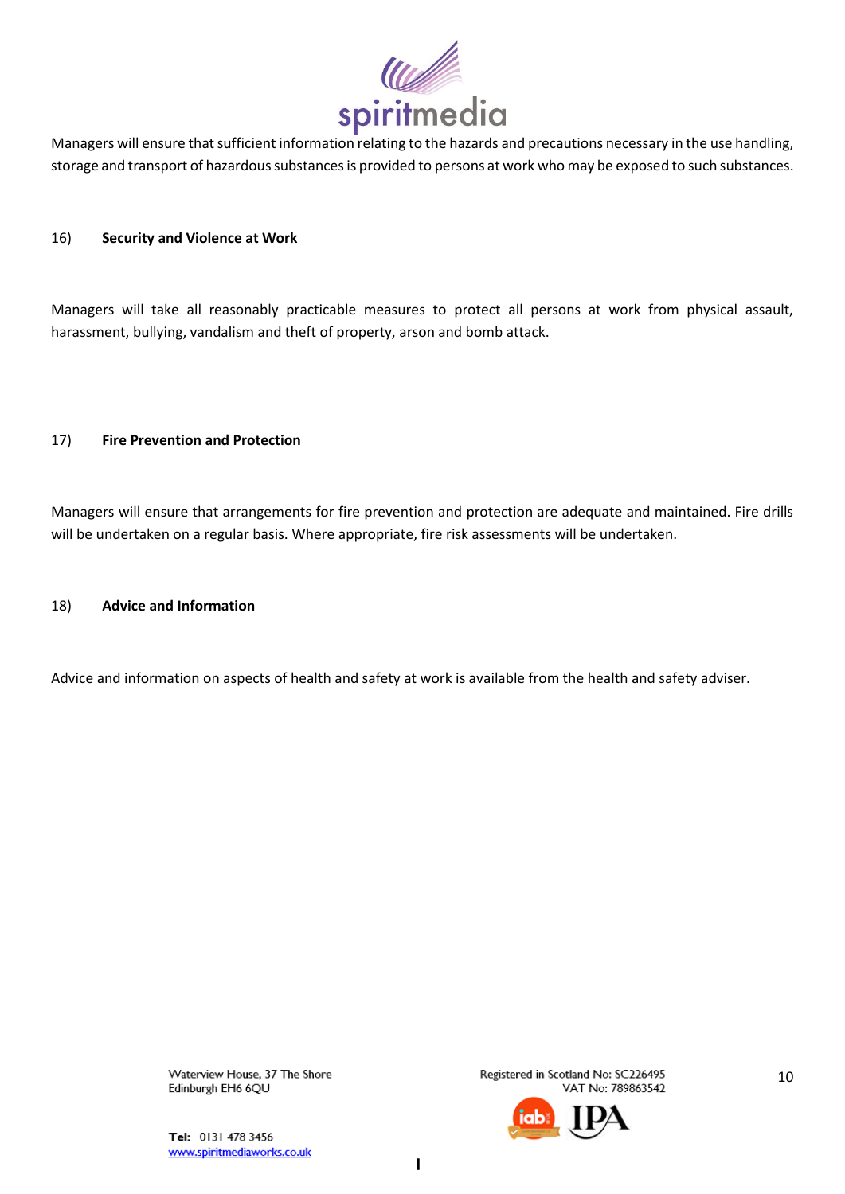Managers will ensure that sufficient information relating to the hazards and precautions necessary in the use handling, storage and transport of hazardous substances is provided to persons at work who may be exposed to such substances.

## 16) Security and Violence at Work

Managers will take all reasonably practicable measures to protect all persons at work from physical assault, harassment, bullying, vandalism and theft of property, arson and bomb attack.

## 17) Fire Prevention and Protection

Managers will ensure that arrangements for fire prevention and protection are adequate and maintained. Fire drills will be undertaken on a regular basis. Where appropriate, fire risk assessments will be undertaken.

## 18) Advice and Information

Advice and information on aspects of health and safety at work is available from the health and safety adviser.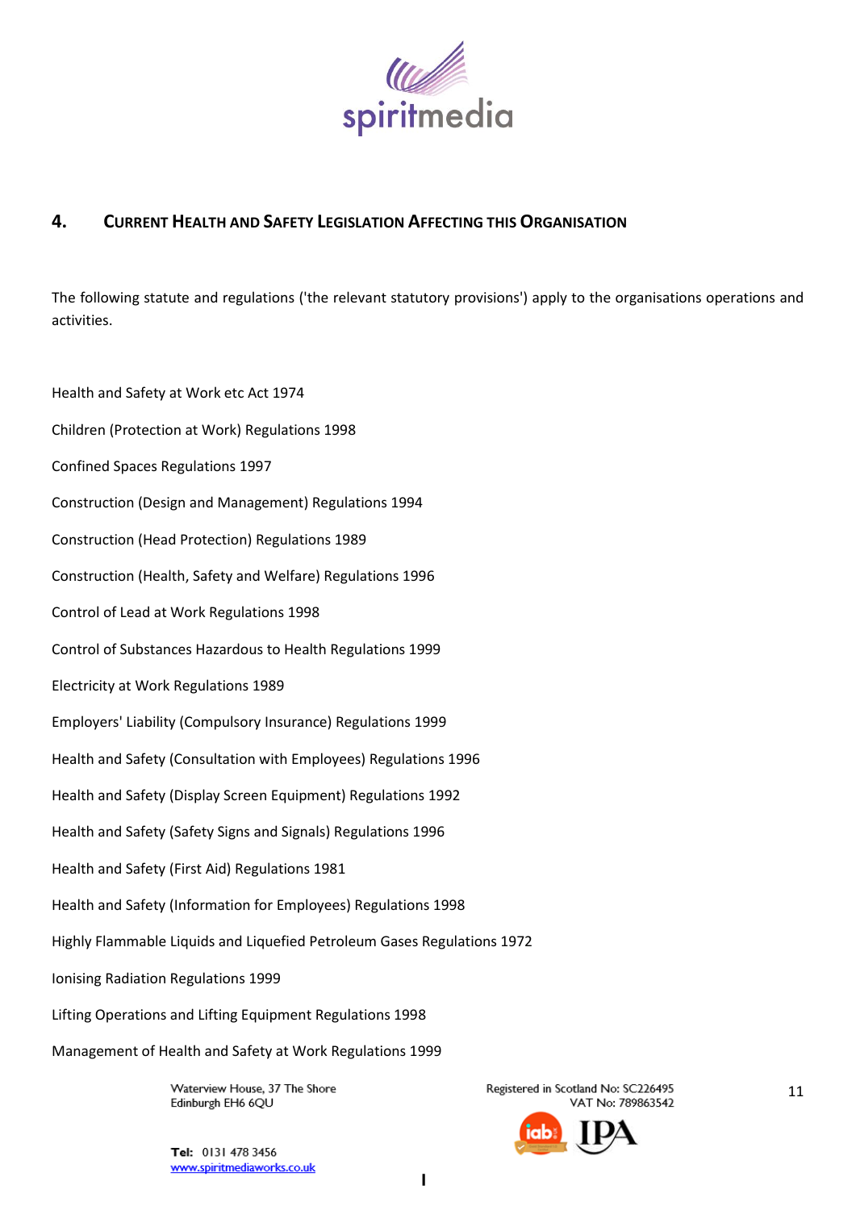## 4. Current Health and Safety Legislation Affecting this Organisation

The following statute and regulations ('the relevant statutory provisions') apply to the organisations operations and activities.

Health and Safety at Work etc Act 1974

Children (Protection at Work) Regulations 1998

Confined Spaces Regulations 1997

Construction (Design and Management) Regulations 1994

Construction (Head Protection) Regulations 1989

Construction (Health, Safety and Welfare) Regulations 1996

Control of Lead at Work Regulations 1998

Control of Substances Hazardous to Health Regulations 1999

Electricity at Work Regulations 1989

Employers' Liability (Compulsory Insurance) Regulations 1999

Health and Safety (Consultation with Employees) Regulations 1996

Health and Safety (Display Screen Equipment) Regulations 1992

Health and Safety (Safety Signs and Signals) Regulations 1996

Health and Safety (First Aid) Regulations 1981

Health and Safety (Information for Employees) Regulations 1998

Highly Flammable Liquids and Liquefied Petroleum Gases Regulations 1972

Ionising Radiation Regulations 1999

Lifting Operations and Lifting Equipment Regulations 1998

Management of Health and Safety at Work Regulations 1999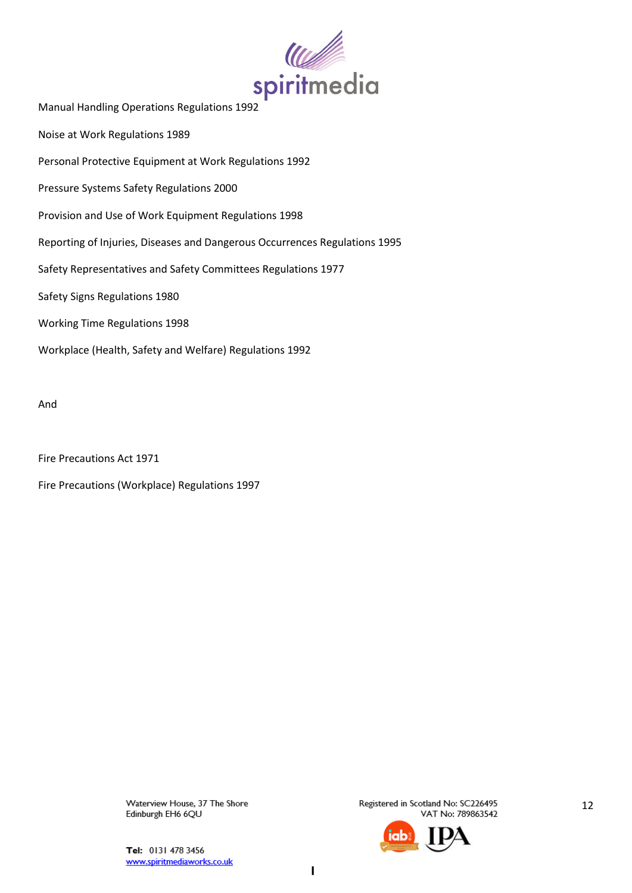Manual Handling Operations Regulations 1992

Noise at Work Regulations 1989

Personal Protective Equipment at Work Regulations 1992

Pressure Systems Safety Regulations 2000

Provision and Use of Work Equipment Regulations 1998

Reporting of Injuries, Diseases and Dangerous Occurrences Regulations 1995

Safety Representatives and Safety Committees Regulations 1977

Safety Signs Regulations 1980

Working Time Regulations 1998

Workplace (Health, Safety and Welfare) Regulations 1992

And

Fire Precautions Act 1971

Fire Precautions (Workplace) Regulations 1997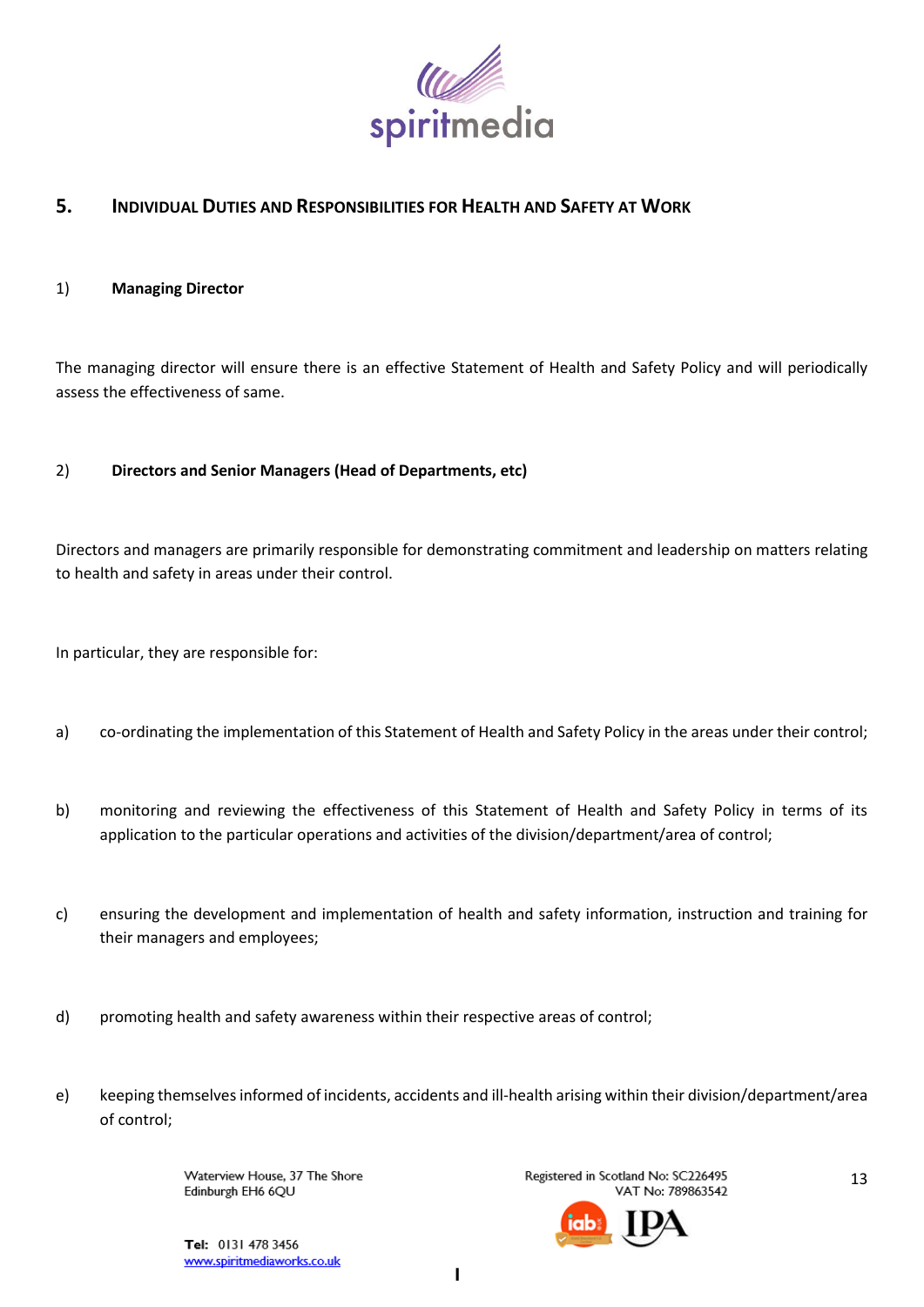## 5. Individual Duties and Responsibilities for Health and Safety at Work

### 1) Managing Director

The managing director will ensure there is an effective Statement of Health and Safety Policy and will periodically assess the effectiveness of same.

### 2) Directors and Senior Managers (Head of Departments, etc)

Directors and managers are primarily responsible for demonstrating commitment and leadership on matters relating to health and safety in areas under their control.

In particular, they are responsible for:

a) co-ordinating the implementation of this Statement of Health and Safety Policy in the areas under their control;

b) monitoring and reviewing the effectiveness of this Statement of Health and Safety Policy in terms of its application to the particular operations and activities of the division/department/area of control;

c) ensuring the development and implementation of health and safety information, instruction and training for their managers and employees;

d) promoting health and safety awareness within their respective areas of control;

e) keeping themselves informed of incidents, accidents and ill-health arising within their division/department/area of control;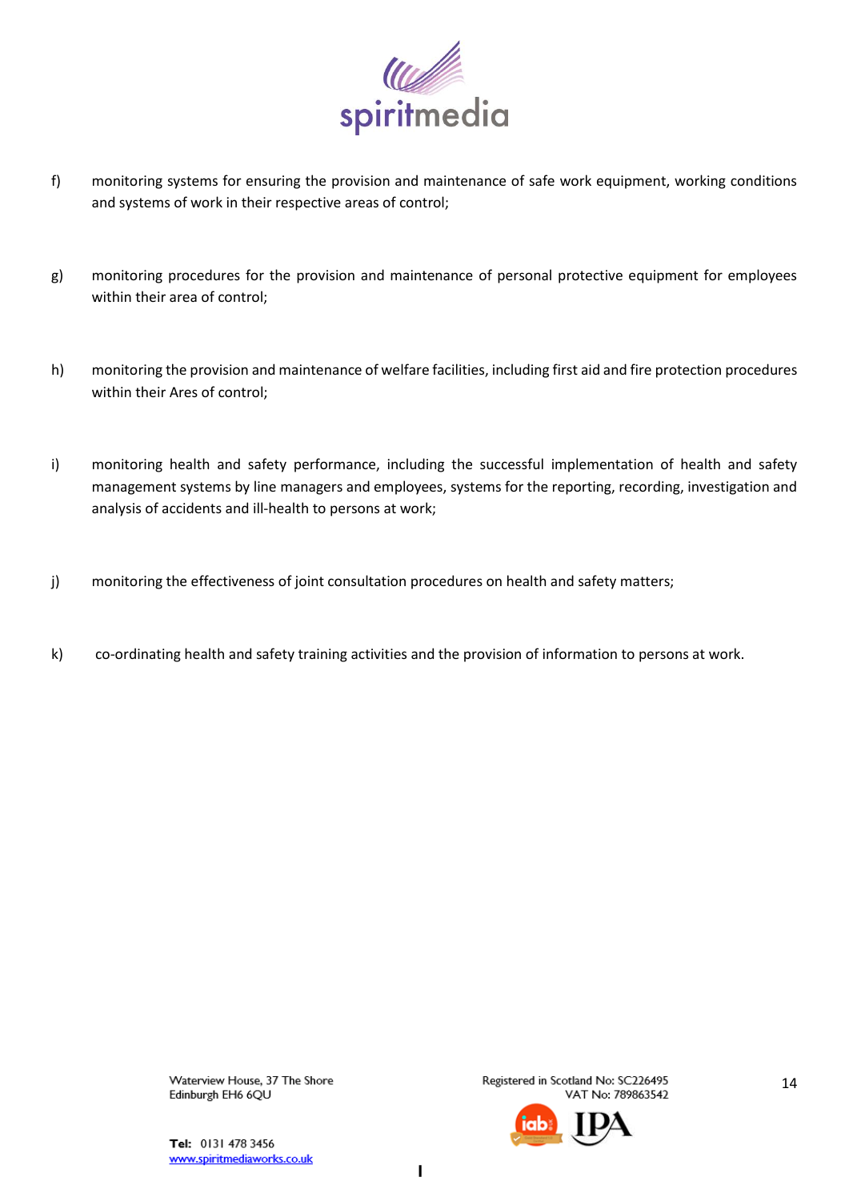f) monitoring systems for ensuring the provision and maintenance of safe work equipment, working conditions and systems of work in their respective areas of control;

g) monitoring procedures for the provision and maintenance of personal protective equipment for employees within their area of control;

h) monitoring the provision and maintenance of welfare facilities, including first aid and fire protection procedures within their Ares of control;

i) monitoring health and safety performance, including the successful implementation of health and safety management systems by line managers and employees, systems for the reporting, recording, investigation and analysis of accidents and ill-health to persons at work;

j) monitoring the effectiveness of joint consultation procedures on health and safety matters;

k) co-ordinating health and safety training activities and the provision of information to persons at work.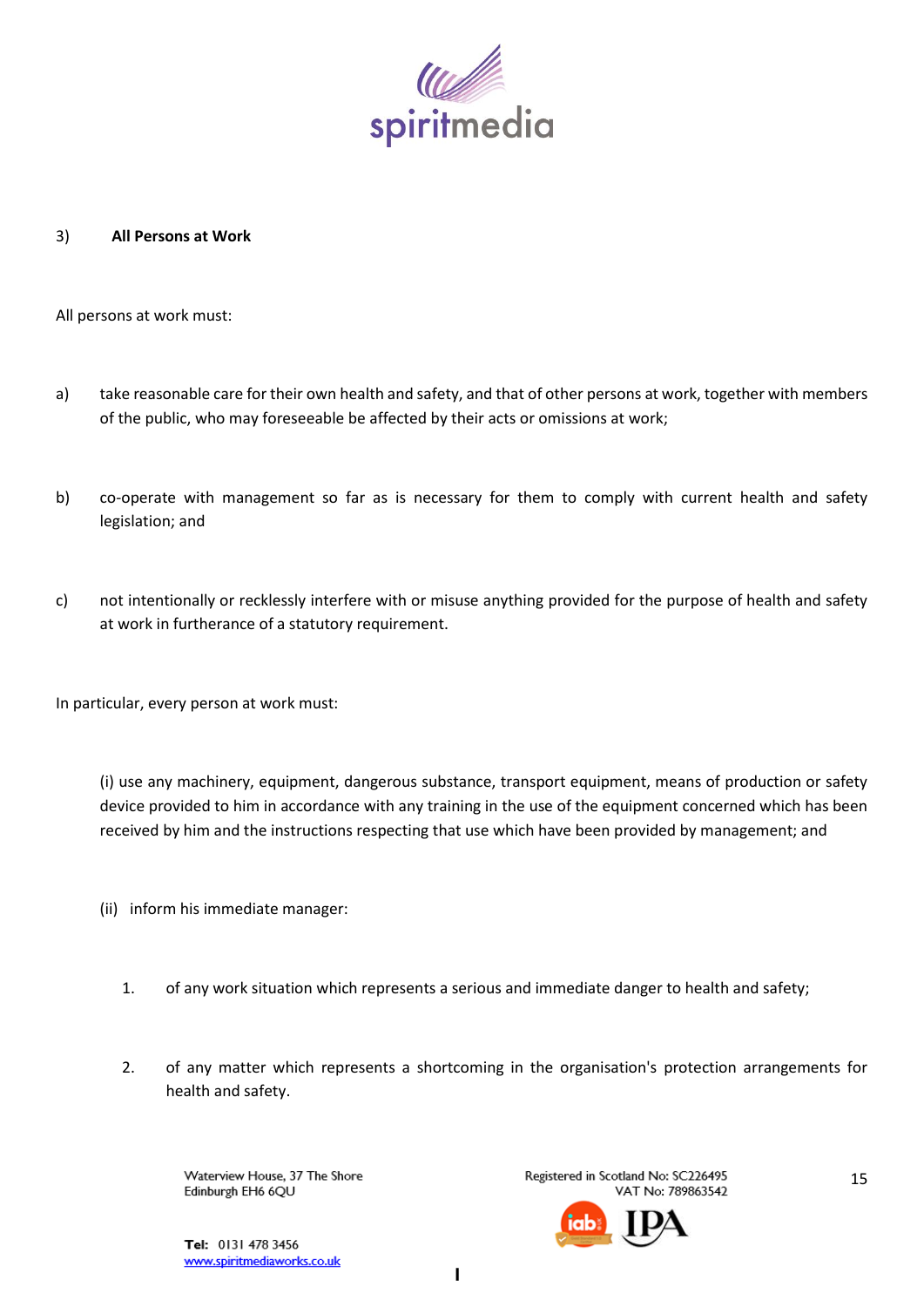3) **All Persons at Work**

All persons at work must:

a) take reasonable care for their own health and safety, and that of other persons at work, together with members of the public, who may foreseeable be affected by their acts or omissions at work;

b) co-operate with management so far as is necessary for them to comply with current health and safety legislation; and

c) not intentionally or recklessly interfere with or misuse anything provided for the purpose of health and safety at work in furtherance of a statutory requirement.

In particular, every person at work must:

(i) use any machinery, equipment, dangerous substance, transport equipment, means of production or safety device provided to him in accordance with any training in the use of the equipment concerned which has been received by him and the instructions respecting that use which have been provided by management; and

(ii) inform his immediate manager:

1. of any work situation which represents a serious and immediate danger to health and safety;

2. of any matter which represents a shortcoming in the organisation's protection arrangements for health and safety.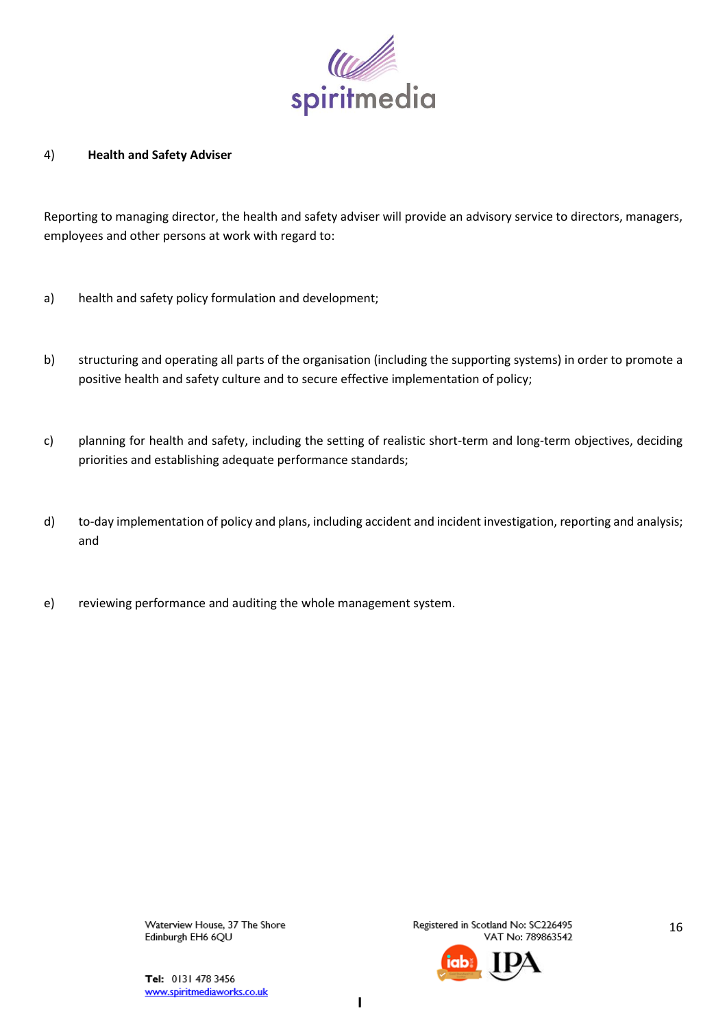4) **Health and Safety Adviser**

Reporting to managing director, the health and safety adviser will provide an advisory service to directors, managers, employees and other persons at work with regard to:

a) health and safety policy formulation and development;

b) structuring and operating all parts of the organisation (including the supporting systems) in order to promote a positive health and safety culture and to secure effective implementation of policy;

c) planning for health and safety, including the setting of realistic short-term and long-term objectives, deciding priorities and establishing adequate performance standards;

d) to-day implementation of policy and plans, including accident and incident investigation, reporting and analysis; and

e) reviewing performance and auditing the whole management system.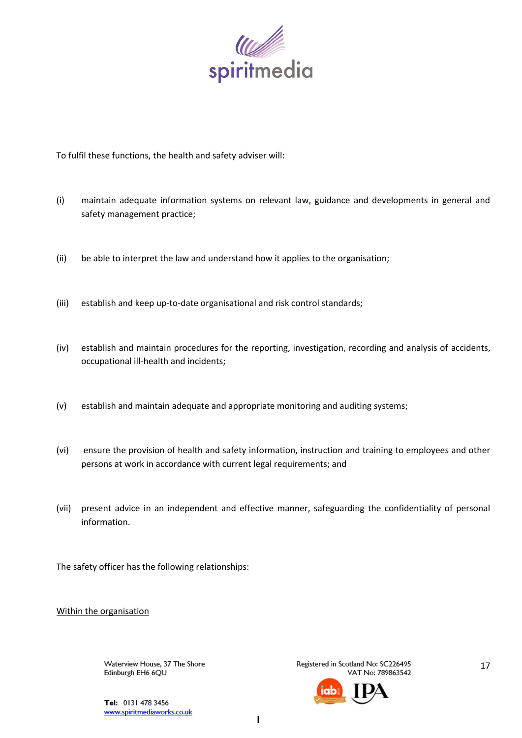To fulfil these functions, the health and safety adviser will:

(i) maintain adequate information systems on relevant law, guidance and developments in general and safety management practice;

(ii) be able to interpret the law and understand how it applies to the organisation;

(iii) establish and keep up-to-date organisational and risk control standards;

(iv) establish and maintain procedures for the reporting, investigation, recording and analysis of accidents, occupational ill-health and incidents;

(v) establish and maintain adequate and appropriate monitoring and auditing systems;

(vi) ensure the provision of health and safety information, instruction and training to employees and other persons at work in accordance with current legal requirements; and

(vii) present advice in an independent and effective manner, safeguarding the confidentiality of personal information.

The safety officer has the following relationships:

<u>Within the organisation</u>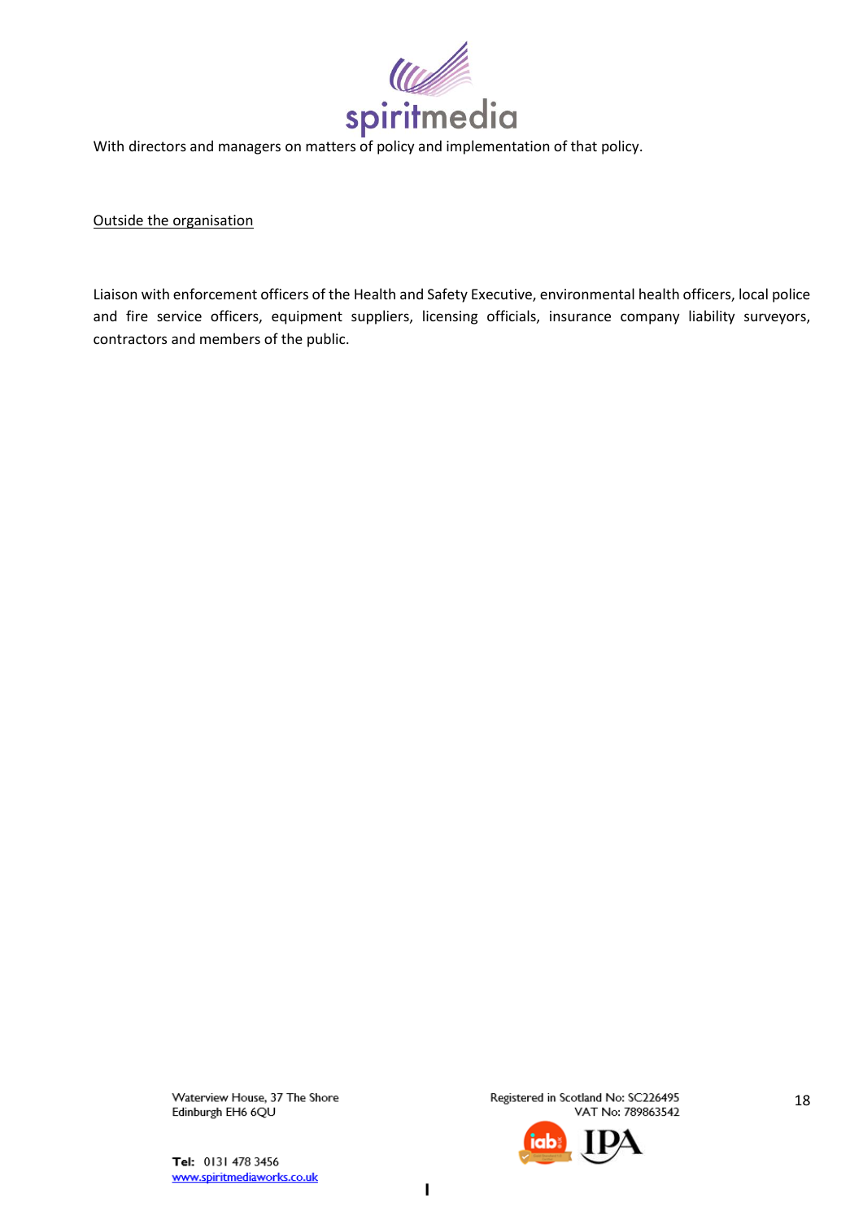With directors and managers on matters of policy and implementation of that policy.

Outside the organisation

Liaison with enforcement officers of the Health and Safety Executive, environmental health officers, local police and fire service officers, equipment suppliers, licensing officials, insurance company liability surveyors, contractors and members of the public.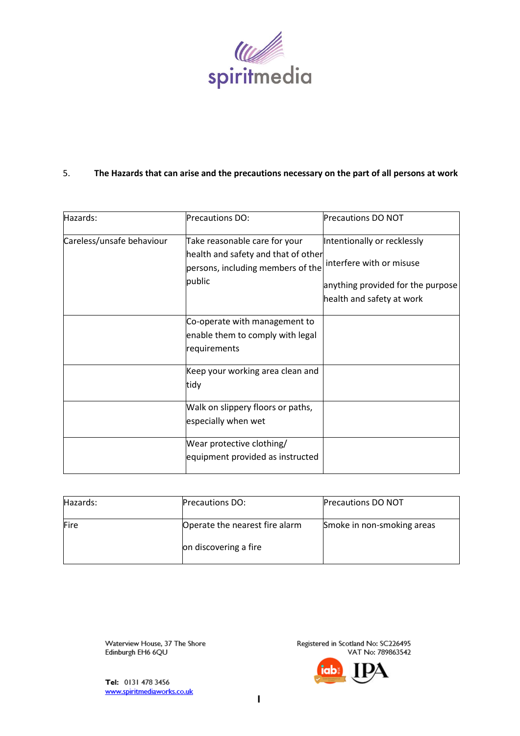5. **The Hazards that can arise and the precautions necessary on the part of all persons at work**

| Hazards: | Precautions DO: | Precautions DO NOT |
|---|---|---|
| Careless/unsafe behaviour | Take reasonable care for your health and safety and that of other persons, including members of the public | Intentionally or recklessly interfere with or misuse anything provided for the purpose health and safety at work |
| | Co-operate with management to enable them to comply with legal requirements | |
| | Keep your working area clean and tidy | |
| | Walk on slippery floors or paths, especially when wet | |
| | Wear protective clothing/ equipment provided as instructed | |

| Hazards: | Precautions DO: | Precautions DO NOT |
|---|---|---|
| Fire | Operate the nearest fire alarm on discovering a fire | Smoke in non-smoking areas |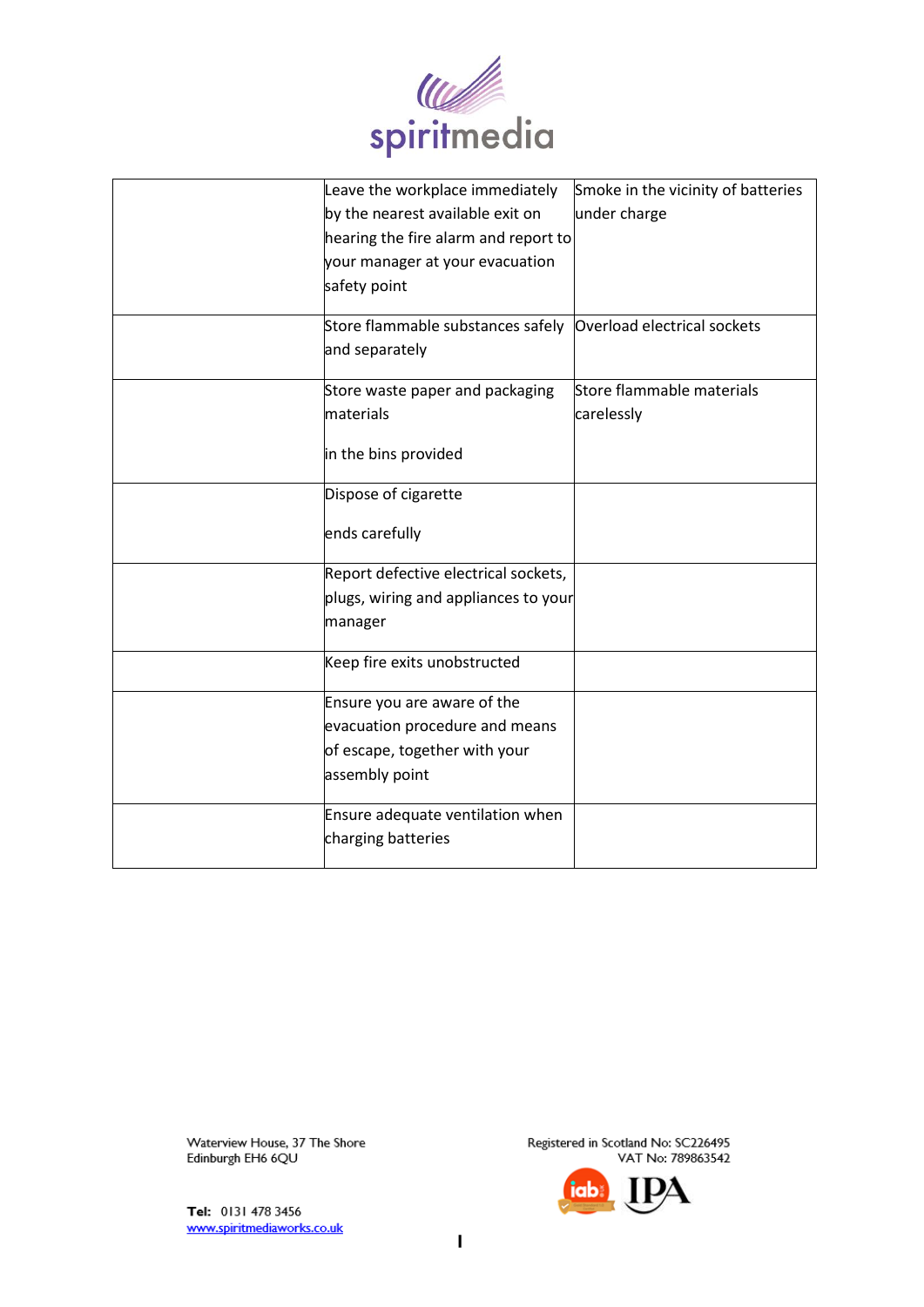| | | |
|---|---|---|
| | Leave the workplace immediately by the nearest available exit on hearing the fire alarm and report to your manager at your evacuation safety point | Smoke in the vicinity of batteries under charge |
| | Store flammable substances safely and separately | Overload electrical sockets |
| | Store waste paper and packaging materials<br><br>in the bins provided | Store flammable materials carelessly |
| | Dispose of cigarette<br><br>ends carefully | |
| | Report defective electrical sockets, plugs, wiring and appliances to your manager | |
| | Keep fire exits unobstructed | |
| | Ensure you are aware of the evacuation procedure and means of escape, together with your assembly point | |
| | Ensure adequate ventilation when charging batteries | |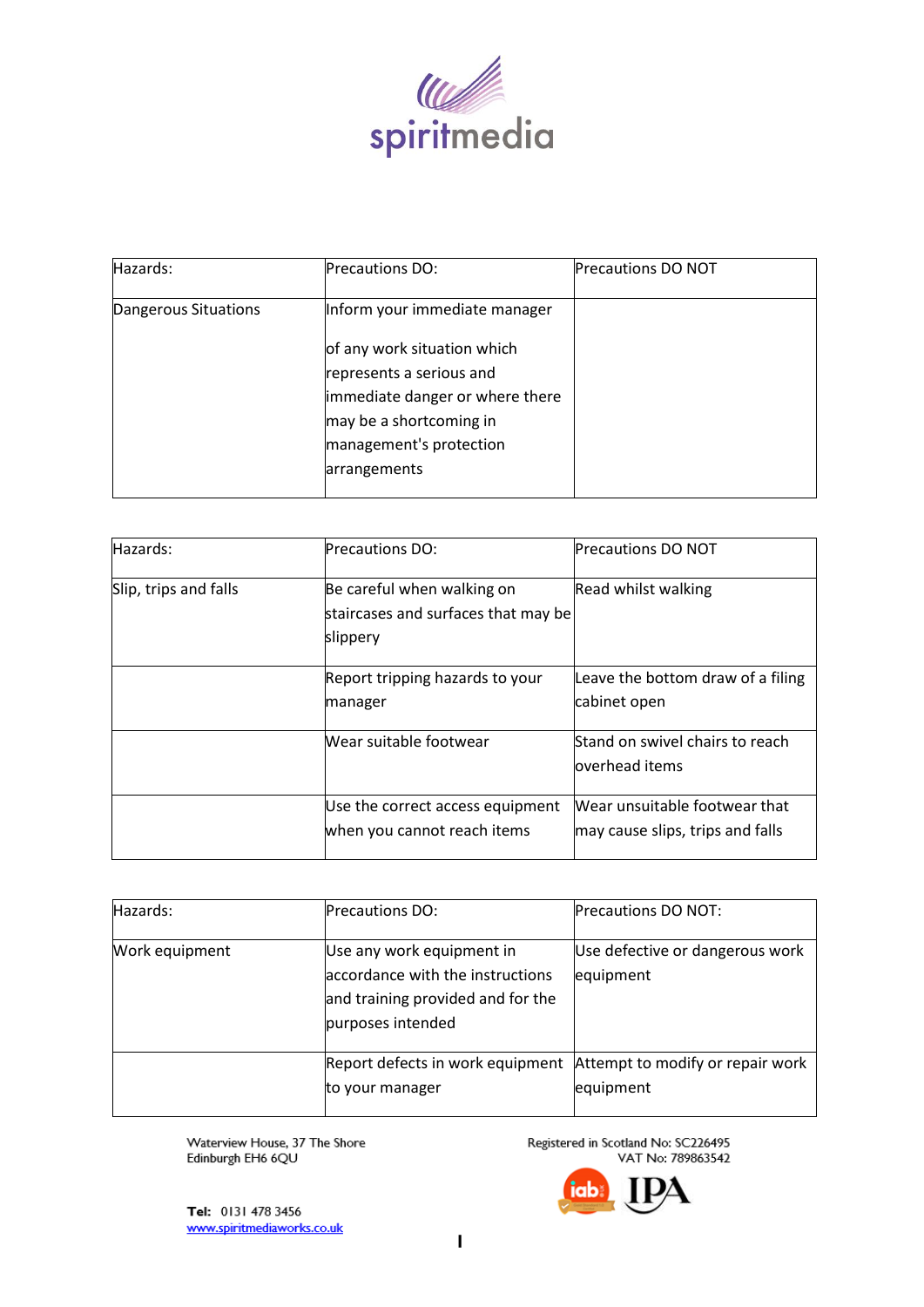| Hazards: | Precautions DO: | Precautions DO NOT |
|---|---|---|
| Dangerous Situations | Inform your immediate manager of any work situation which represents a serious and immediate danger or where there may be a shortcoming in management's protection arrangements | |

| Hazards: | Precautions DO: | Precautions DO NOT |
|---|---|---|
| Slip, trips and falls | Be careful when walking on staircases and surfaces that may be slippery | Read whilst walking |
| | Report tripping hazards to your manager | Leave the bottom draw of a filing cabinet open |
| | Wear suitable footwear | Stand on swivel chairs to reach overhead items |
| | Use the correct access equipment when you cannot reach items | Wear unsuitable footwear that may cause slips, trips and falls |

| Hazards: | Precautions DO: | Precautions DO NOT: |
|---|---|---|
| Work equipment | Use any work equipment in accordance with the instructions and training provided and for the purposes intended | Use defective or dangerous work equipment |
| | Report defects in work equipment to your manager | Attempt to modify or repair work equipment |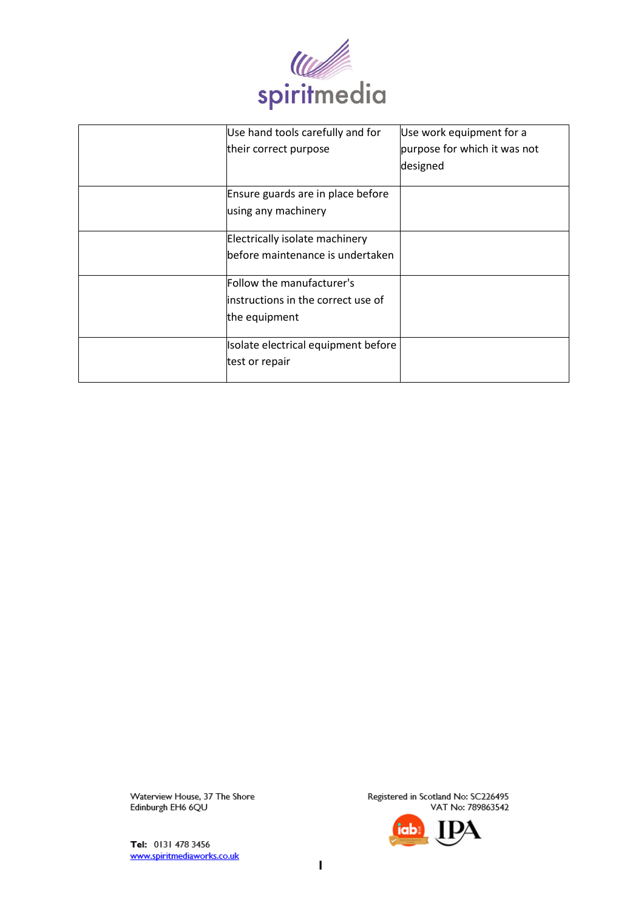| | | |
|---|---|---|
| | Use hand tools carefully and for their correct purpose | Use work equipment for a purpose for which it was not designed |
| | Ensure guards are in place before using any machinery | |
| | Electrically isolate machinery before maintenance is undertaken | |
| | Follow the manufacturer's instructions in the correct use of the equipment | |
| | Isolate electrical equipment before test or repair | |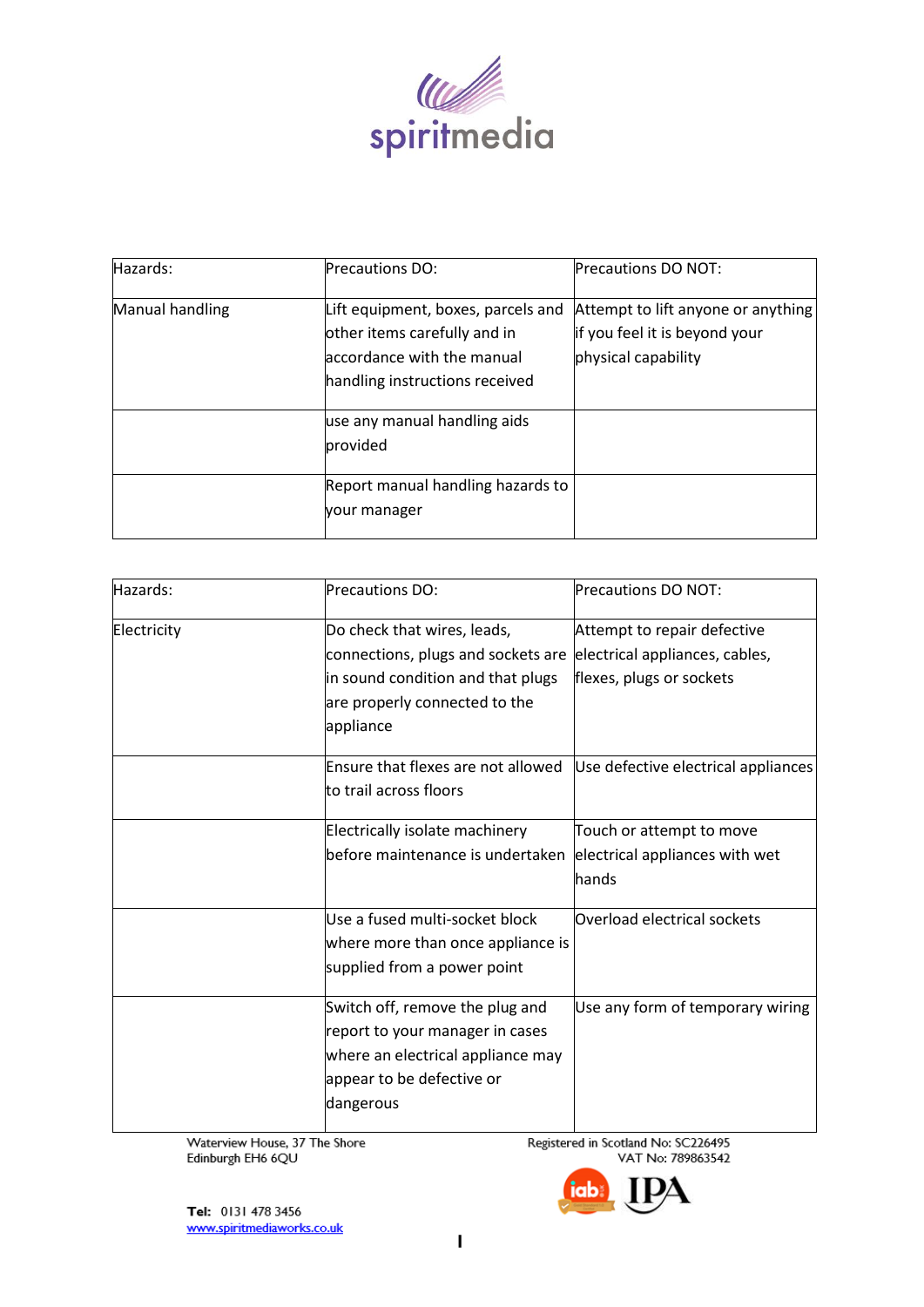| Hazards: | Precautions DO: | Precautions DO NOT: |
|---|---|---|
| Manual handling | Lift equipment, boxes, parcels and other items carefully and in accordance with the manual handling instructions received | Attempt to lift anyone or anything if you feel it is beyond your physical capability |
| | use any manual handling aids provided | |
| | Report manual handling hazards to your manager | |

| Hazards: | Precautions DO: | Precautions DO NOT: |
|---|---|---|
| Electricity | Do check that wires, leads, connections, plugs and sockets are in sound condition and that plugs are properly connected to the appliance | Attempt to repair defective electrical appliances, cables, flexes, plugs or sockets |
| | Ensure that flexes are not allowed to trail across floors | Use defective electrical appliances |
| | Electrically isolate machinery before maintenance is undertaken | Touch or attempt to move electrical appliances with wet hands |
| | Use a fused multi-socket block where more than once appliance is supplied from a power point | Overload electrical sockets |
| | Switch off, remove the plug and report to your manager in cases where an electrical appliance may appear to be defective or dangerous | Use any form of temporary wiring |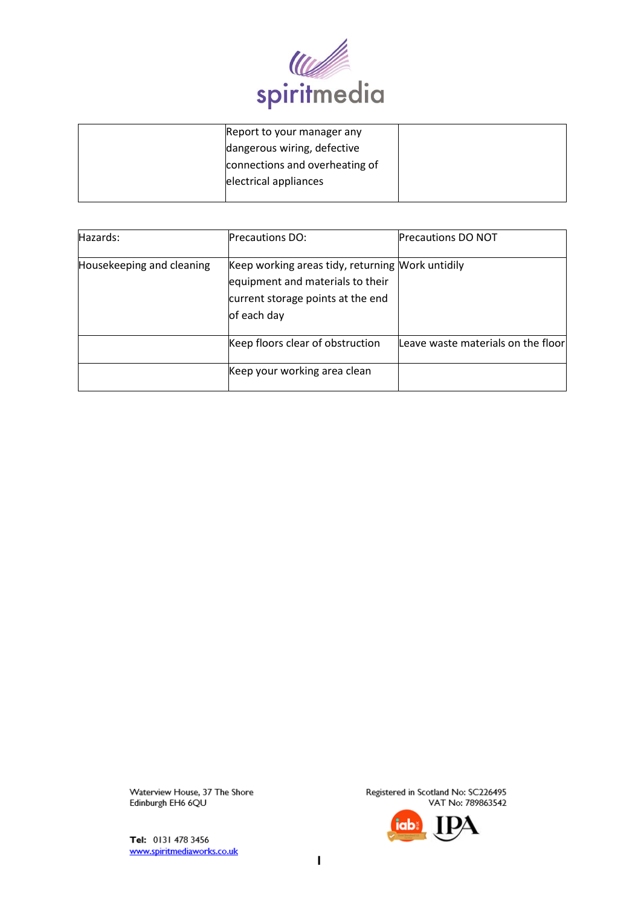| | Report to your manager any dangerous wiring, defective connections and overheating of electrical appliances | |
|---|---|---|

| Hazards: | Precautions DO: | Precautions DO NOT |
|---|---|---|
| Housekeeping and cleaning | Keep working areas tidy, returning equipment and materials to their current storage points at the end of each day | Work untidily |
| | Keep floors clear of obstruction | Leave waste materials on the floor |
| | Keep your working area clean | |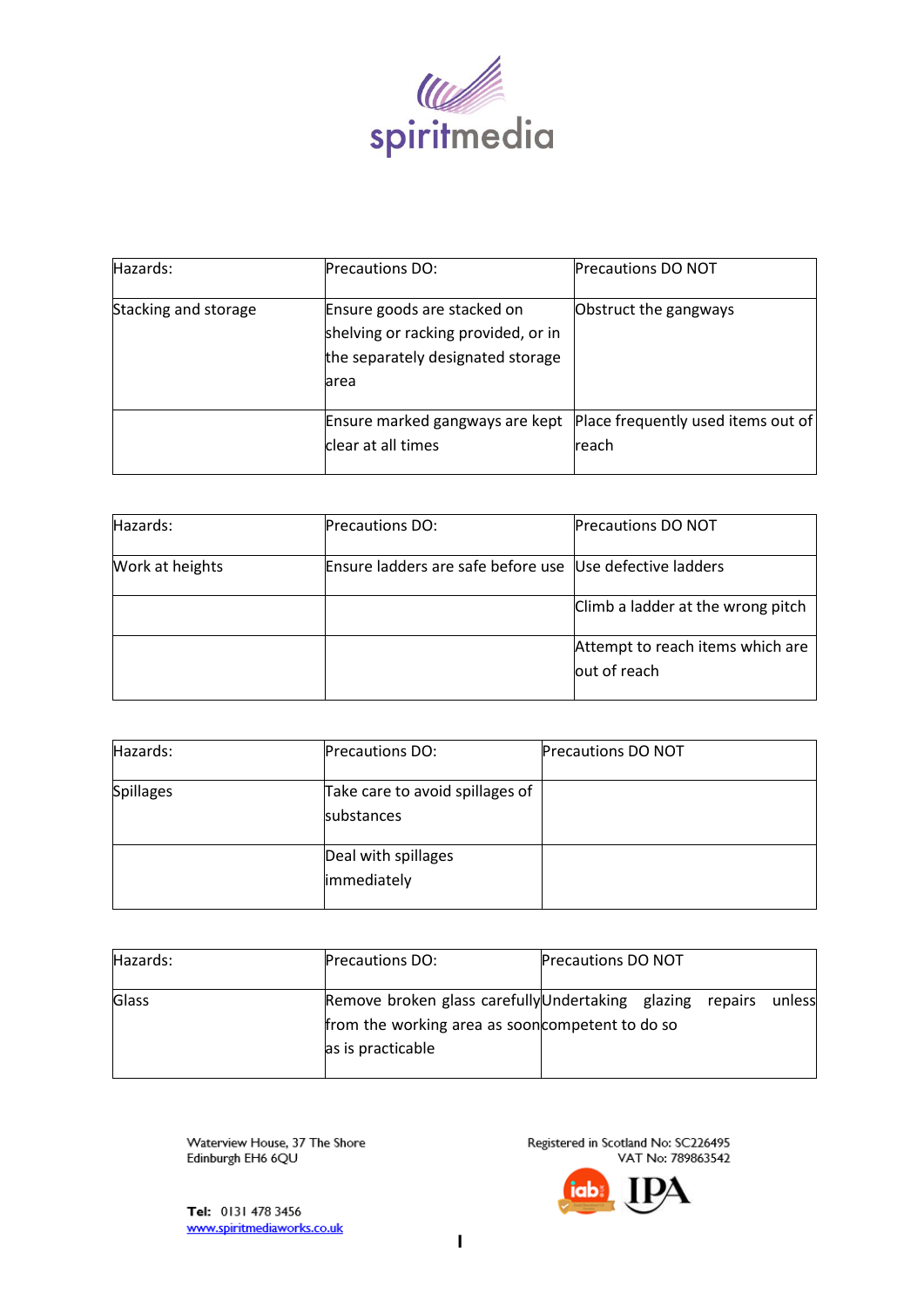| Hazards: | Precautions DO: | Precautions DO NOT |
|---|---|---|
| Stacking and storage | Ensure goods are stacked on shelving or racking provided, or in the separately designated storage area | Obstruct the gangways |
| | Ensure marked gangways are kept clear at all times | Place frequently used items out of reach |

| Hazards: | Precautions DO: | Precautions DO NOT |
|---|---|---|
| Work at heights | Ensure ladders are safe before use | Use defective ladders |
| | | Climb a ladder at the wrong pitch |
| | | Attempt to reach items which are out of reach |

| Hazards: | Precautions DO: | Precautions DO NOT |
|---|---|---|
| Spillages | Take care to avoid spillages of substances | |
| | Deal with spillages immediately | |

| Hazards: | Precautions DO: | Precautions DO NOT |
|---|---|---|
| Glass | Remove broken glass carefully from the working area as soon as is practicable | Undertaking glazing repairs unless competent to do so |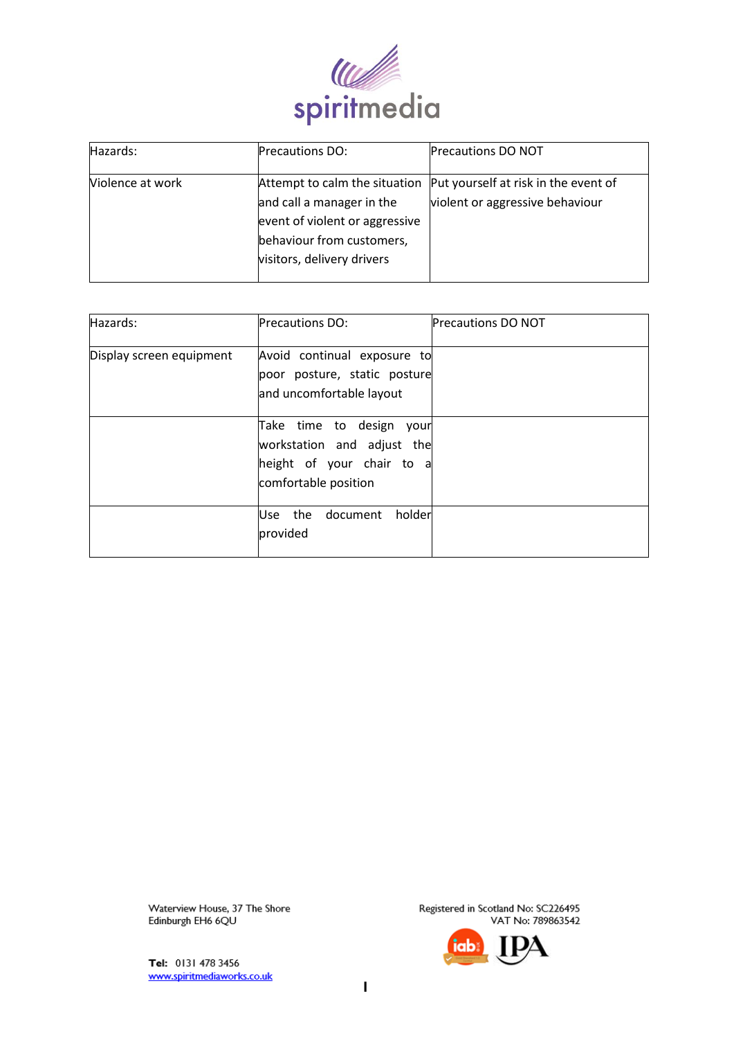| Hazards: | Precautions DO: | Precautions DO NOT |
|---|---|---|
| Violence at work | Attempt to calm the situation and call a manager in the event of violent or aggressive behaviour from customers, visitors, delivery drivers | Put yourself at risk in the event of violent or aggressive behaviour |

| Hazards: | Precautions DO: | Precautions DO NOT |
|---|---|---|
| Display screen equipment | Avoid continual exposure to poor posture, static posture and uncomfortable layout | |
| | Take time to design your workstation and adjust the height of your chair to a comfortable position | |
| | Use the document holder provided | |

Waterview House, 37 The Shore
Edinburgh EH6 6QU

Tel: 0131 478 3456
www.spiritmediaworks.co.uk

Registered in Scotland No: SC226495
VAT No: 789863542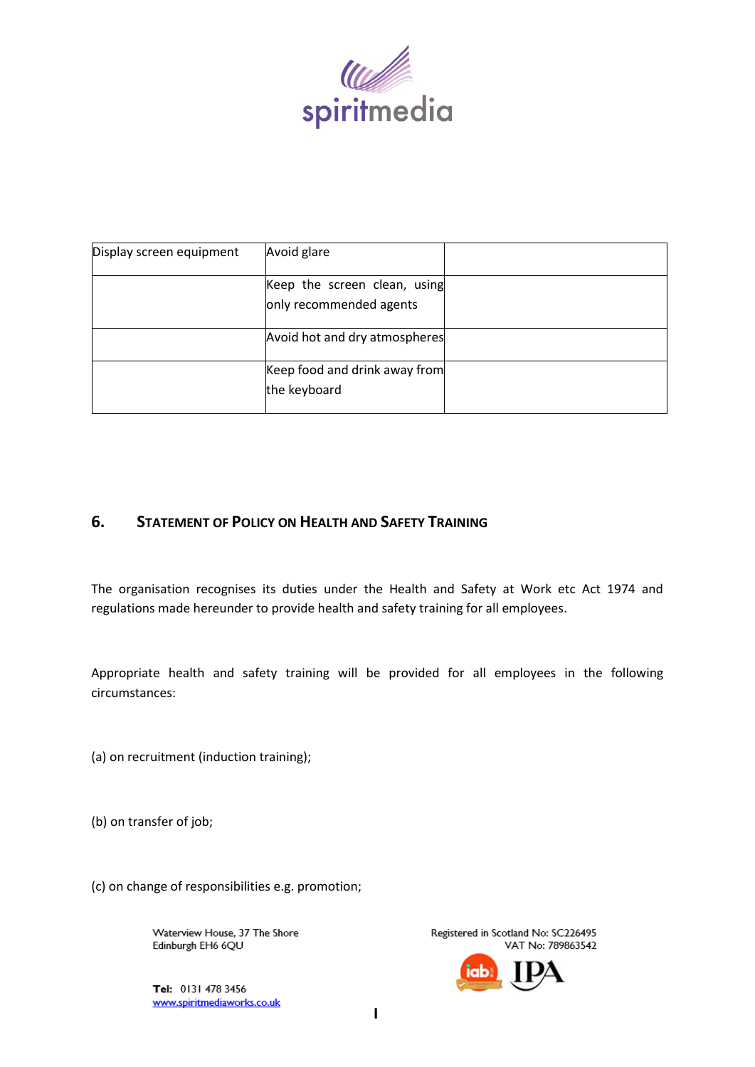| Display screen equipment | Avoid glare | |
|---|---|---|
| | Keep the screen clean, using only recommended agents | |
| | Avoid hot and dry atmospheres | |
| | Keep food and drink away from the keyboard | |

## 6. Statement of Policy on Health and Safety Training

The organisation recognises its duties under the Health and Safety at Work etc Act 1974 and regulations made hereunder to provide health and safety training for all employees.

Appropriate health and safety training will be provided for all employees in the following circumstances:

(a) on recruitment (induction training);

(b) on transfer of job;

(c) on change of responsibilities e.g. promotion;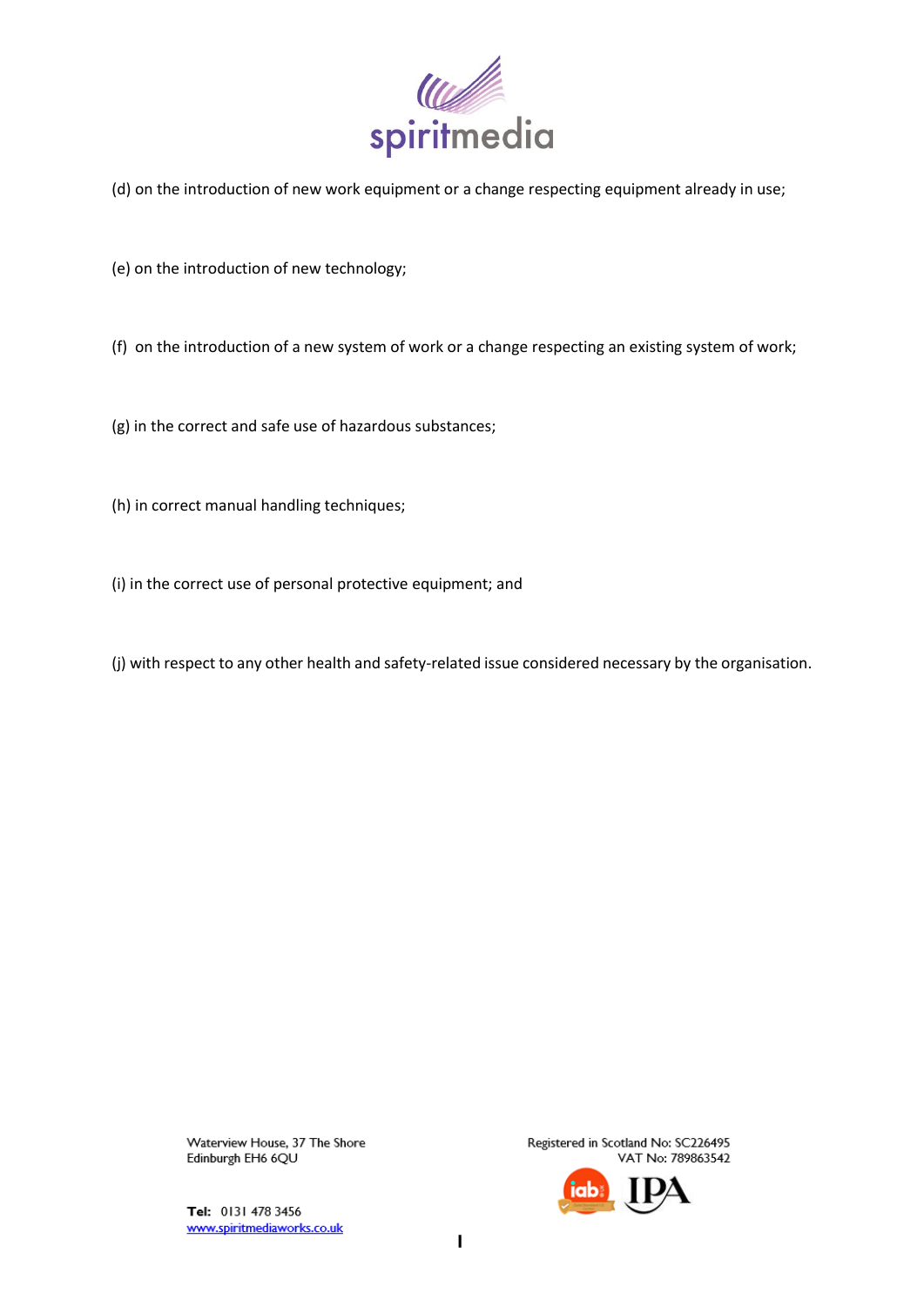(d) on the introduction of new work equipment or a change respecting equipment already in use;

(e) on the introduction of new technology;

(f) on the introduction of a new system of work or a change respecting an existing system of work;

(g) in the correct and safe use of hazardous substances;

(h) in correct manual handling techniques;

(i) in the correct use of personal protective equipment; and

(j) with respect to any other health and safety-related issue considered necessary by the organisation.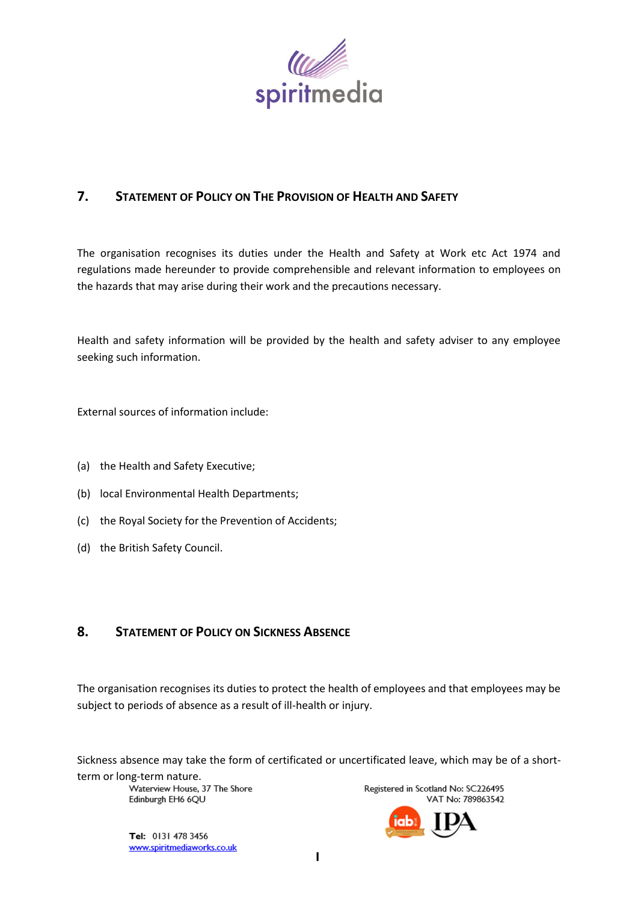## 7. Statement of Policy on The Provision of Health and Safety

The organisation recognises its duties under the Health and Safety at Work etc Act 1974 and regulations made hereunder to provide comprehensible and relevant information to employees on the hazards that may arise during their work and the precautions necessary.

Health and safety information will be provided by the health and safety adviser to any employee seeking such information.

External sources of information include:

(a) the Health and Safety Executive;

(b) local Environmental Health Departments;

(c) the Royal Society for the Prevention of Accidents;

(d) the British Safety Council.

## 8. Statement of Policy on Sickness Absence

The organisation recognises its duties to protect the health of employees and that employees may be subject to periods of absence as a result of ill-health or injury.

Sickness absence may take the form of certificated or uncertificated leave, which may be of a short-term or long-term nature.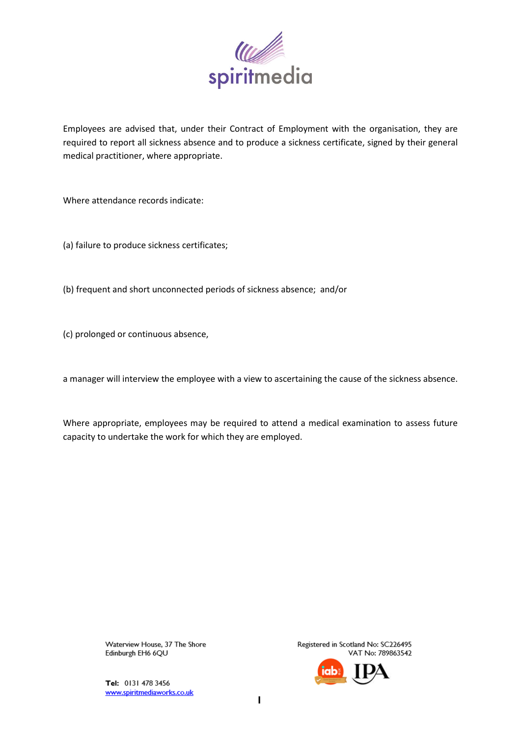Employees are advised that, under their Contract of Employment with the organisation, they are required to report all sickness absence and to produce a sickness certificate, signed by their general medical practitioner, where appropriate.

Where attendance records indicate:

(a) failure to produce sickness certificates;

(b) frequent and short unconnected periods of sickness absence; and/or

(c) prolonged or continuous absence,

a manager will interview the employee with a view to ascertaining the cause of the sickness absence.

Where appropriate, employees may be required to attend a medical examination to assess future capacity to undertake the work for which they are employed.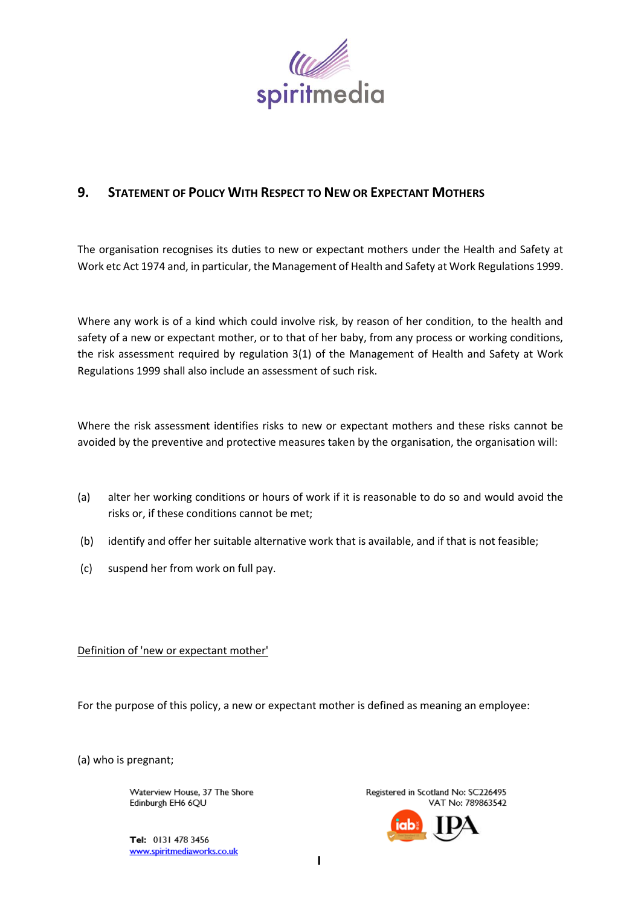## 9. Statement of Policy With Respect to New or Expectant Mothers

The organisation recognises its duties to new or expectant mothers under the Health and Safety at Work etc Act 1974 and, in particular, the Management of Health and Safety at Work Regulations 1999.

Where any work is of a kind which could involve risk, by reason of her condition, to the health and safety of a new or expectant mother, or to that of her baby, from any process or working conditions, the risk assessment required by regulation 3(1) of the Management of Health and Safety at Work Regulations 1999 shall also include an assessment of such risk.

Where the risk assessment identifies risks to new or expectant mothers and these risks cannot be avoided by the preventive and protective measures taken by the organisation, the organisation will:

(a) alter her working conditions or hours of work if it is reasonable to do so and would avoid the risks or, if these conditions cannot be met;

(b) identify and offer her suitable alternative work that is available, and if that is not feasible;

(c) suspend her from work on full pay.

Definition of 'new or expectant mother'

For the purpose of this policy, a new or expectant mother is defined as meaning an employee:

(a) who is pregnant;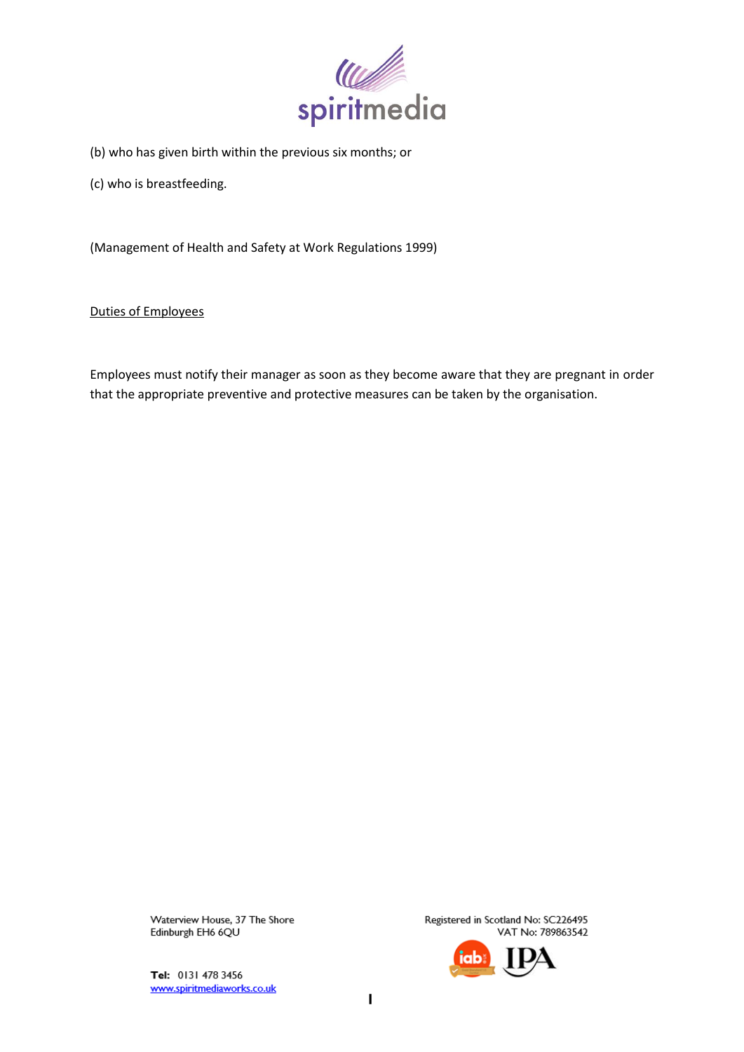(b) who has given birth within the previous six months; or

(c) who is breastfeeding.

(Management of Health and Safety at Work Regulations 1999)

<u>Duties of Employees</u>

Employees must notify their manager as soon as they become aware that they are pregnant in order that the appropriate preventive and protective measures can be taken by the organisation.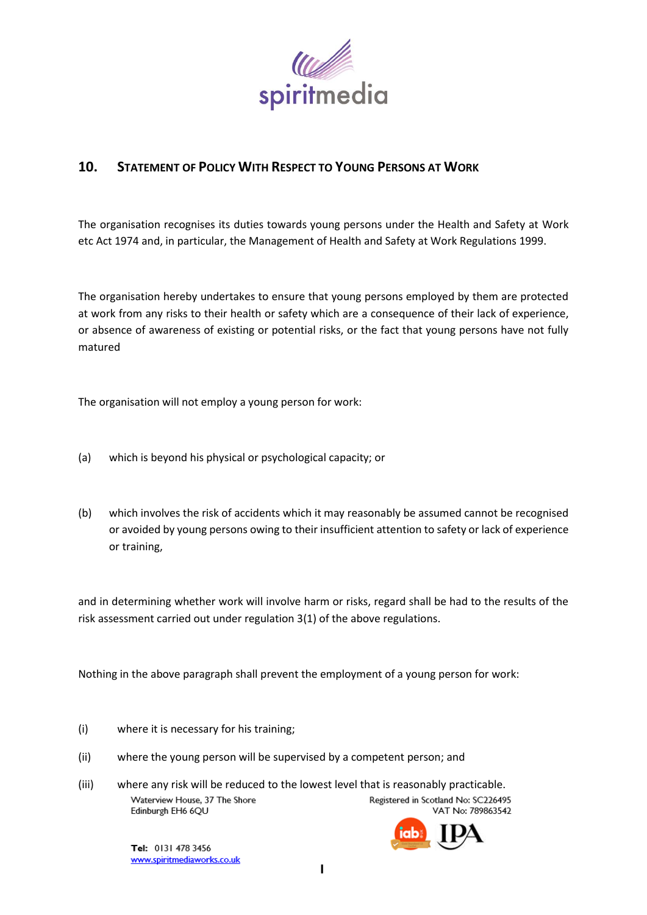## 10. Statement of Policy With Respect to Young Persons at Work

The organisation recognises its duties towards young persons under the Health and Safety at Work etc Act 1974 and, in particular, the Management of Health and Safety at Work Regulations 1999.

The organisation hereby undertakes to ensure that young persons employed by them are protected at work from any risks to their health or safety which are a consequence of their lack of experience, or absence of awareness of existing or potential risks, or the fact that young persons have not fully matured

The organisation will not employ a young person for work:

(a) which is beyond his physical or psychological capacity; or

(b) which involves the risk of accidents which it may reasonably be assumed cannot be recognised or avoided by young persons owing to their insufficient attention to safety or lack of experience or training,

and in determining whether work will involve harm or risks, regard shall be had to the results of the risk assessment carried out under regulation 3(1) of the above regulations.

Nothing in the above paragraph shall prevent the employment of a young person for work:

(i) where it is necessary for his training;

(ii) where the young person will be supervised by a competent person; and

(iii) where any risk will be reduced to the lowest level that is reasonably practicable.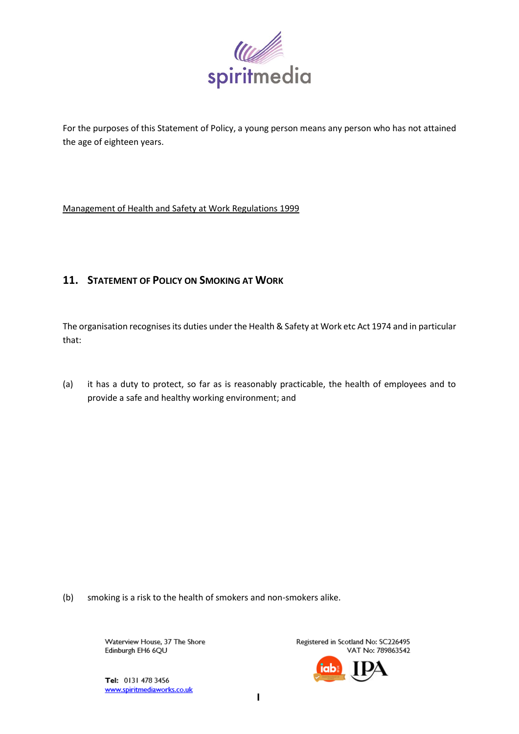For the purposes of this Statement of Policy, a young person means any person who has not attained the age of eighteen years.

Management of Health and Safety at Work Regulations 1999

## 11. Statement of Policy on Smoking at Work

The organisation recognises its duties under the Health & Safety at Work etc Act 1974 and in particular that:

(a) it has a duty to protect, so far as is reasonably practicable, the health of employees and to provide a safe and healthy working environment; and

(b) smoking is a risk to the health of smokers and non-smokers alike.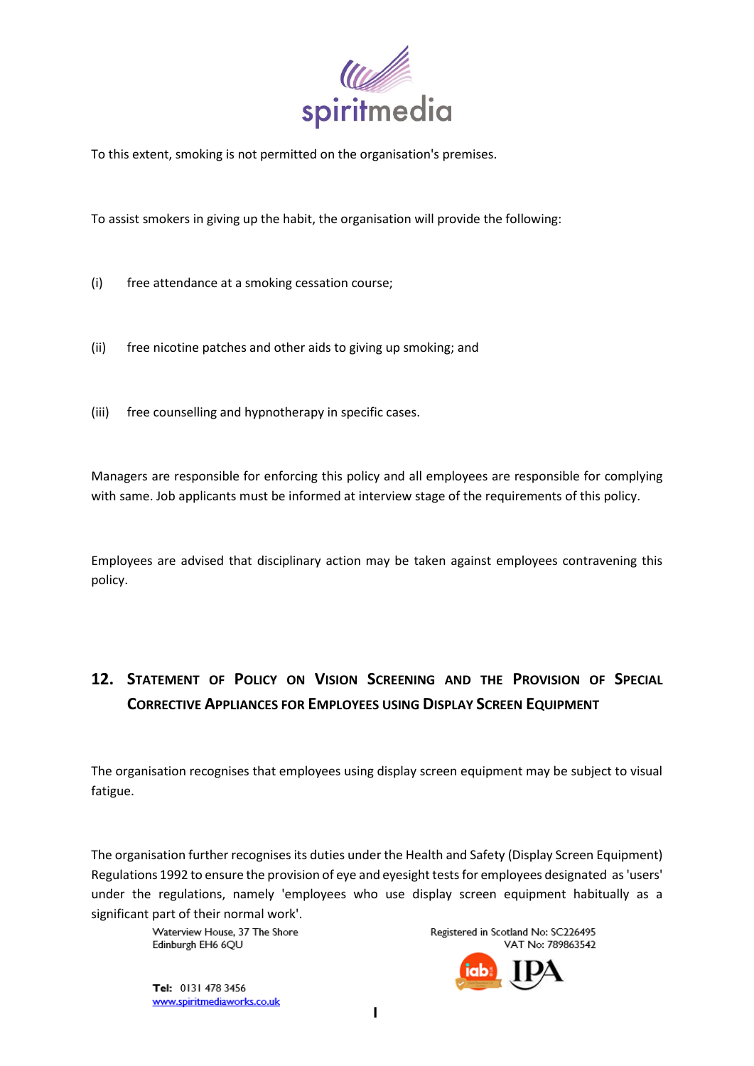To this extent, smoking is not permitted on the organisation's premises.

To assist smokers in giving up the habit, the organisation will provide the following:

(i) free attendance at a smoking cessation course;

(ii) free nicotine patches and other aids to giving up smoking; and

(iii) free counselling and hypnotherapy in specific cases.

Managers are responsible for enforcing this policy and all employees are responsible for complying with same. Job applicants must be informed at interview stage of the requirements of this policy.

Employees are advised that disciplinary action may be taken against employees contravening this policy.

## 12. Statement of Policy on Vision Screening and the Provision of Special Corrective Appliances for Employees using Display Screen Equipment

The organisation recognises that employees using display screen equipment may be subject to visual fatigue.

The organisation further recognises its duties under the Health and Safety (Display Screen Equipment) Regulations 1992 to ensure the provision of eye and eyesight tests for employees designated as 'users' under the regulations, namely 'employees who use display screen equipment habitually as a significant part of their normal work'.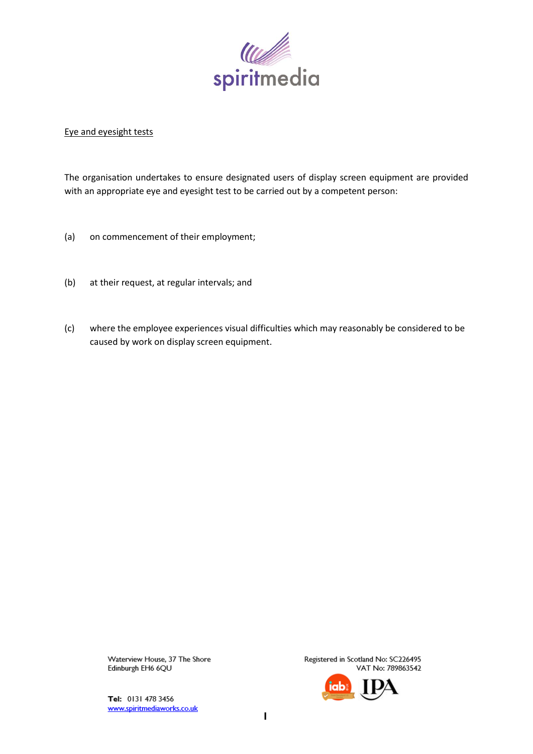Eye and eyesight tests

The organisation undertakes to ensure designated users of display screen equipment are provided with an appropriate eye and eyesight test to be carried out by a competent person:

(a) on commencement of their employment;

(b) at their request, at regular intervals; and

(c) where the employee experiences visual difficulties which may reasonably be considered to be caused by work on display screen equipment.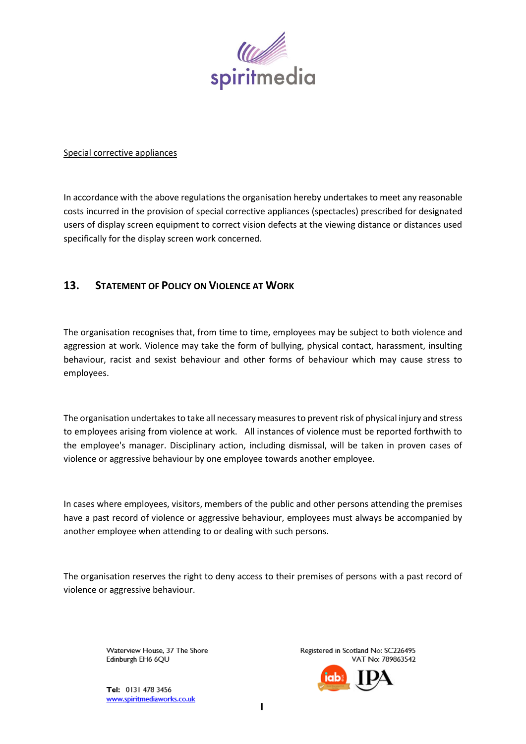Special corrective appliances

In accordance with the above regulations the organisation hereby undertakes to meet any reasonable costs incurred in the provision of special corrective appliances (spectacles) prescribed for designated users of display screen equipment to correct vision defects at the viewing distance or distances used specifically for the display screen work concerned.

## 13. Statement of Policy on Violence at Work

The organisation recognises that, from time to time, employees may be subject to both violence and aggression at work. Violence may take the form of bullying, physical contact, harassment, insulting behaviour, racist and sexist behaviour and other forms of behaviour which may cause stress to employees.

The organisation undertakes to take all necessary measures to prevent risk of physical injury and stress to employees arising from violence at work. All instances of violence must be reported forthwith to the employee's manager. Disciplinary action, including dismissal, will be taken in proven cases of violence or aggressive behaviour by one employee towards another employee.

In cases where employees, visitors, members of the public and other persons attending the premises have a past record of violence or aggressive behaviour, employees must always be accompanied by another employee when attending to or dealing with such persons.

The organisation reserves the right to deny access to their premises of persons with a past record of violence or aggressive behaviour.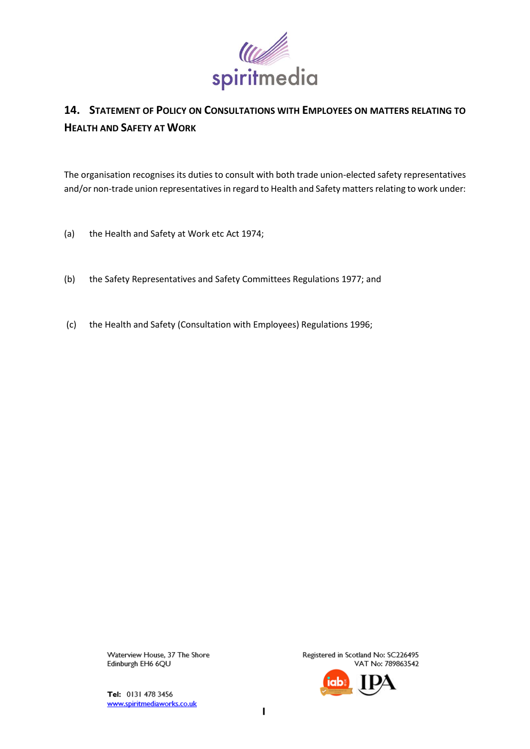## 14. Statement of Policy on Consultations with Employees on matters relating to Health and Safety at Work

The organisation recognises its duties to consult with both trade union-elected safety representatives and/or non-trade union representatives in regard to Health and Safety matters relating to work under:

(a) the Health and Safety at Work etc Act 1974;

(b) the Safety Representatives and Safety Committees Regulations 1977; and

(c) the Health and Safety (Consultation with Employees) Regulations 1996;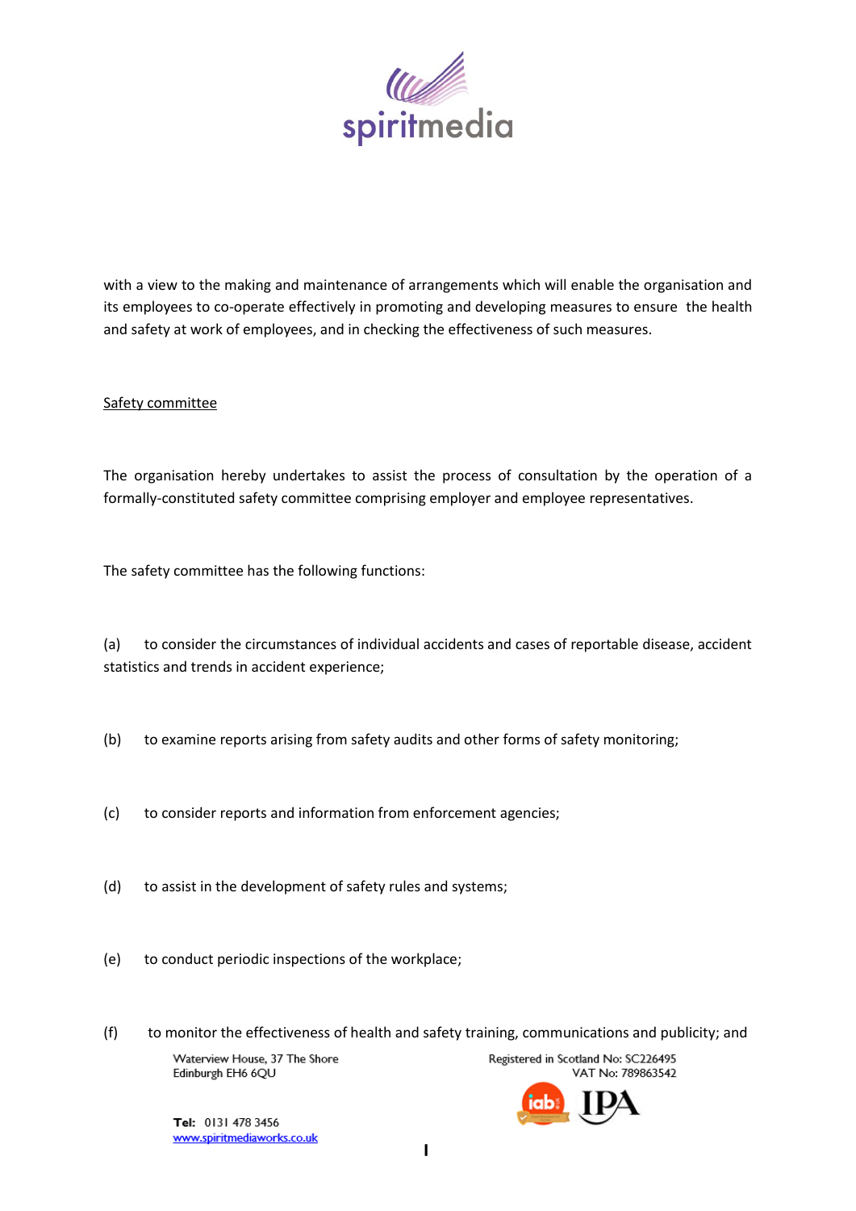with a view to the making and maintenance of arrangements which will enable the organisation and its employees to co-operate effectively in promoting and developing measures to ensure the health and safety at work of employees, and in checking the effectiveness of such measures.

Safety committee

The organisation hereby undertakes to assist the process of consultation by the operation of a formally-constituted safety committee comprising employer and employee representatives.

The safety committee has the following functions:

(a) to consider the circumstances of individual accidents and cases of reportable disease, accident statistics and trends in accident experience;

(b) to examine reports arising from safety audits and other forms of safety monitoring;

(c) to consider reports and information from enforcement agencies;

(d) to assist in the development of safety rules and systems;

(e) to conduct periodic inspections of the workplace;

(f) to monitor the effectiveness of health and safety training, communications and publicity; and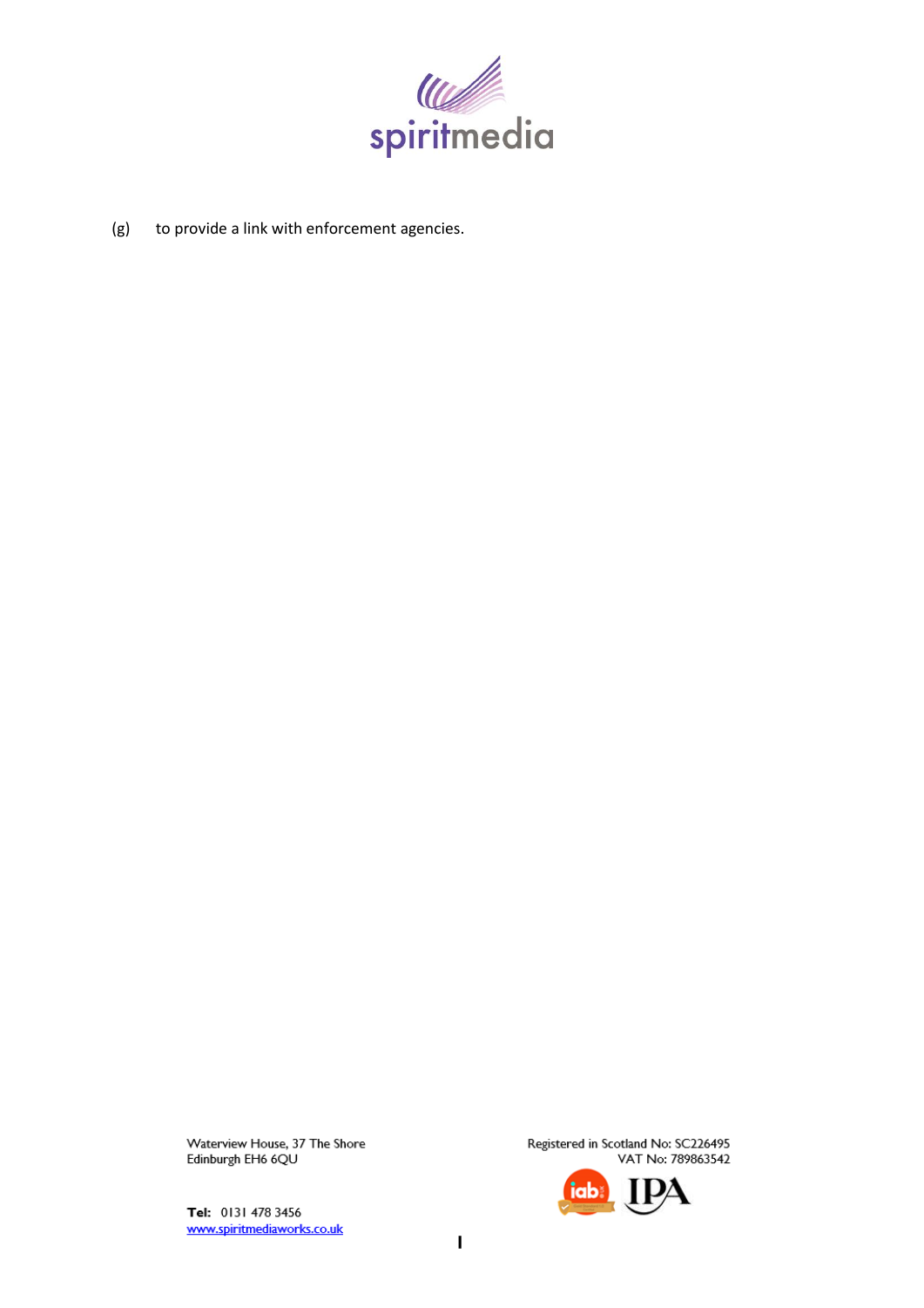(g) to provide a link with enforcement agencies.